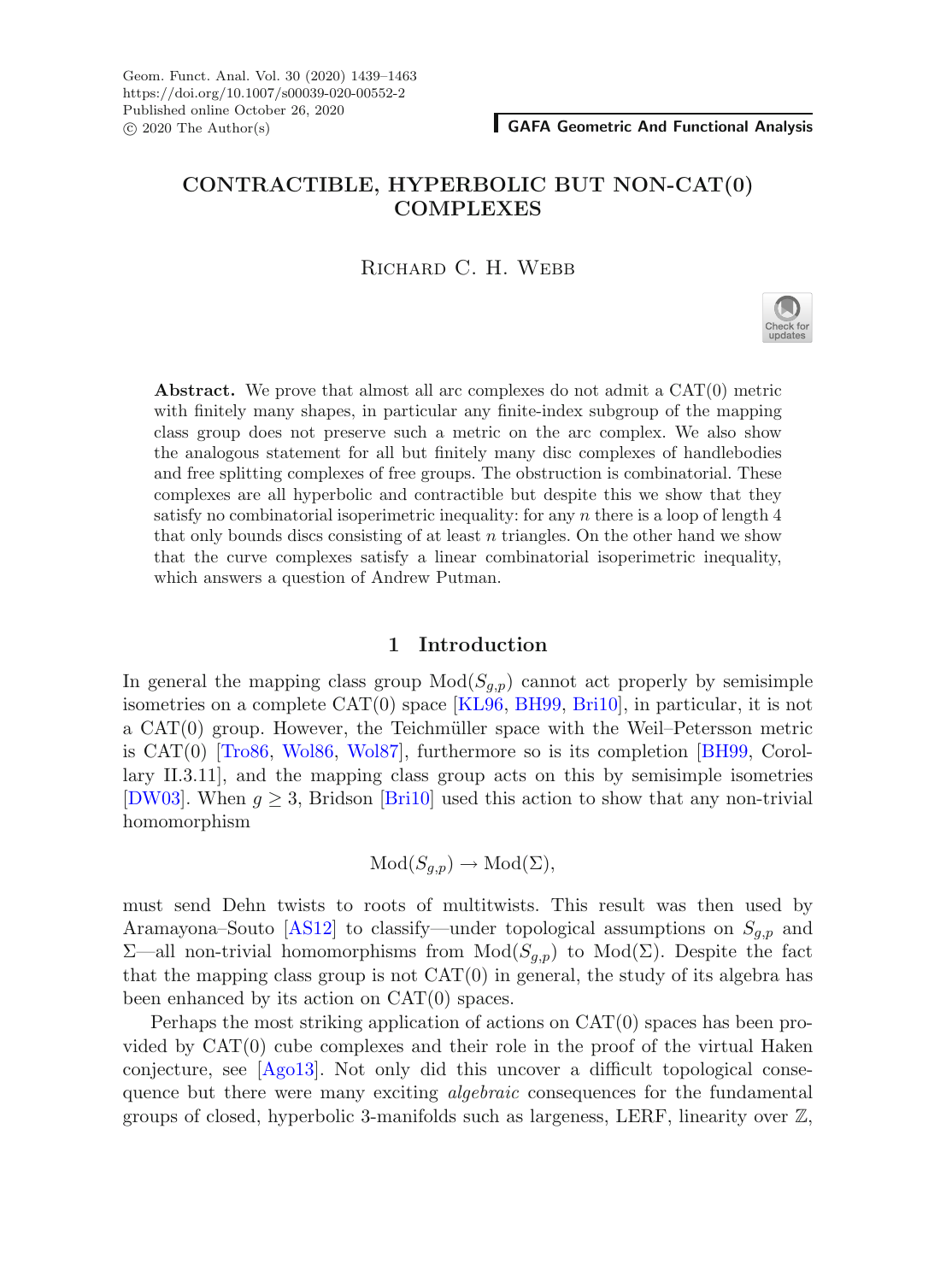# CONTRACTIBLE, HYPERBOLIC BUT NON-CAT(0) COMPLEXES

Richard C. H. Webb

**Abstract.** We prove that almost all arc complexes do not admit a CAT(0) metric with finitely many shapes, in particular any finite-index subgroup of the mapping class group does not preserve such a metric on the arc complex. We also show the analogous statement for all but finitely many disc complexes of handlebodies and free splitting complexes of free groups. The obstruction is combinatorial. These complexes are all hyperbolic and contractible but despite this we show that they satisfy no combinatorial isoperimetric inequality: for any $n$ there is a loop of length 4 that only bounds discs consisting of at least $n$ triangles. On the other hand we show that the curve complexes satisfy a linear combinatorial isoperimetric inequality, which answers a question of Andrew Putman.

## 1 Introduction

In general the mapping class group $\mathrm{Mod}(S_{g,p})$ cannot act properly by semisimple isometries on a complete CAT(0) space [KL96, BH99, Bri10], in particular, it is not a CAT(0) group. However, the Teichmüller space with the Weil–Petersson metric is CAT(0) [Tro86, Wol86, Wol87], furthermore so is its completion [BH99, Corollary II.3.11], and the mapping class group acts on this by semisimple isometries [DW03]. When $g \geq 3$, Bridson [Bri10] used this action to show that any non-trivial homomorphism

$$\mathrm{Mod}(S_{g,p}) \to \mathrm{Mod}(\Sigma),$$

must send Dehn twists to roots of multitwists. This result was then used by Aramayona–Souto [AS12] to classify—under topological assumptions on $S_{g,p}$ and $\Sigma$—all non-trivial homomorphisms from $\mathrm{Mod}(S_{g,p})$ to $\mathrm{Mod}(\Sigma)$. Despite the fact that the mapping class group is not CAT(0) in general, the study of its algebra has been enhanced by its action on CAT(0) spaces.

Perhaps the most striking application of actions on CAT(0) spaces has been provided by CAT(0) cube complexes and their role in the proof of the virtual Haken conjecture, see [Ago13]. Not only did this uncover a difficult topological consequence but there were many exciting *algebraic* consequences for the fundamental groups of closed, hyperbolic 3-manifolds such as largeness, LERF, linearity over $\mathbb{Z}$,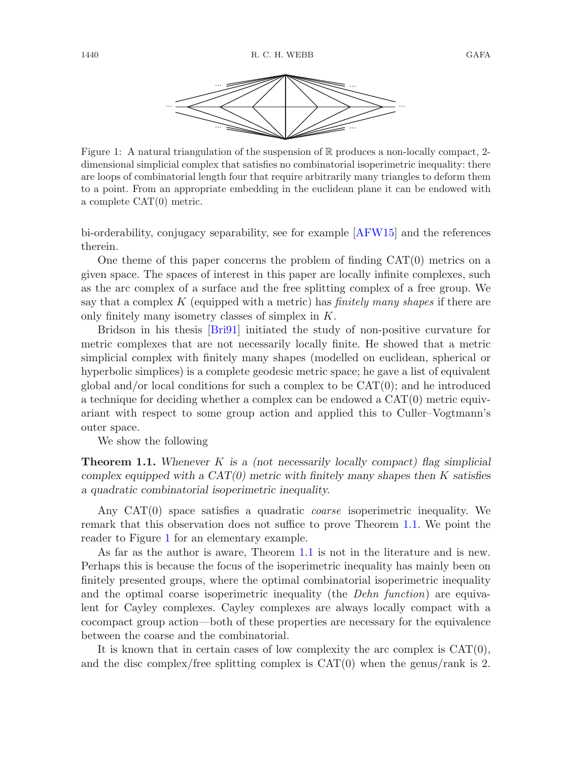Figure 1: A natural triangulation of the suspension of $\mathbb{R}$ produces a non-locally compact, 2-dimensional simplicial complex that satisfies no combinatorial isoperimetric inequality: there are loops of combinatorial length four that require arbitrarily many triangles to deform them to a point. From an appropriate embedding in the euclidean plane it can be endowed with a complete CAT(0) metric.

bi-orderability, conjugacy separability, see for example [AFW15] and the references therein.

One theme of this paper concerns the problem of finding CAT(0) metrics on a given space. The spaces of interest in this paper are locally infinite complexes, such as the arc complex of a surface and the free splitting complex of a free group. We say that a complex $K$ (equipped with a metric) has *finitely many shapes* if there are only finitely many isometry classes of simplex in $K$.

Bridson in his thesis [Bri91] initiated the study of non-positive curvature for metric complexes that are not necessarily locally finite. He showed that a metric simplicial complex with finitely many shapes (modelled on euclidean, spherical or hyperbolic simplices) is a complete geodesic metric space; he gave a list of equivalent global and/or local conditions for such a complex to be CAT(0); and he introduced a technique for deciding whether a complex can be endowed a CAT(0) metric equivariant with respect to some group action and applied this to Culler–Vogtmann's outer space.

We show the following

**Theorem 1.1.** *Whenever $K$ is a (not necessarily locally compact) flag simplicial complex equipped with a CAT(0) metric with finitely many shapes then $K$ satisfies a quadratic combinatorial isoperimetric inequality.*

Any CAT(0) space satisfies a quadratic *coarse* isoperimetric inequality. We remark that this observation does not suffice to prove Theorem 1.1. We point the reader to Figure 1 for an elementary example.

As far as the author is aware, Theorem 1.1 is not in the literature and is new. Perhaps this is because the focus of the isoperimetric inequality has mainly been on finitely presented groups, where the optimal combinatorial isoperimetric inequality and the optimal coarse isoperimetric inequality (the *Dehn function*) are equivalent for Cayley complexes. Cayley complexes are always locally compact with a cocompact group action—both of these properties are necessary for the equivalence between the coarse and the combinatorial.

It is known that in certain cases of low complexity the arc complex is CAT(0), and the disc complex/free splitting complex is CAT(0) when the genus/rank is 2.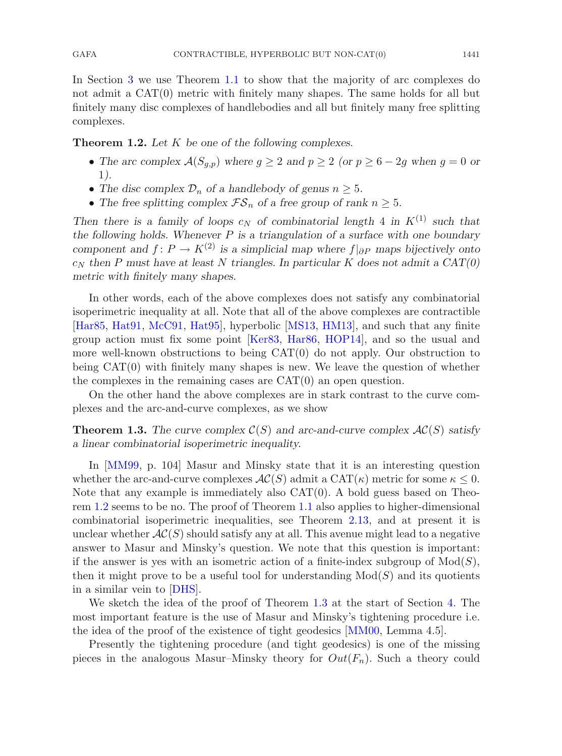In Section 3 we use Theorem 1.1 to show that the majority of arc complexes do not admit a CAT(0) metric with finitely many shapes. The same holds for all but finitely many disc complexes of handlebodies and all but finitely many free splitting complexes.

**Theorem 1.2.** *Let $K$ be one of the following complexes.*

- *The arc complex $\mathcal{A}(S_{g,p})$ where $g \geq 2$ and $p \geq 2$ (or $p \geq 6 - 2g$ when $g = 0$ or 1).*
- *The disc complex $\mathcal{D}_n$ of a handlebody of genus $n \geq 5$.*
- *The free splitting complex $\mathcal{FS}_n$ of a free group of rank $n \geq 5$.*

*Then there is a family of loops $c_N$ of combinatorial length 4 in $K^{(1)}$ such that the following holds. Whenever $P$ is a triangulation of a surface with one boundary component and $f\colon P \to K^{(2)}$ is a simplicial map where $f|_{\partial P}$ maps bijectively onto $c_N$ then $P$ must have at least $N$ triangles. In particular $K$ does not admit a CAT(0) metric with finitely many shapes.*

In other words, each of the above complexes does not satisfy any combinatorial isoperimetric inequality at all. Note that all of the above complexes are contractible [Har85, Hat91, McC91, Hat95], hyperbolic [MS13, HM13], and such that any finite group action must fix some point [Ker83, Har86, HOP14], and so the usual and more well-known obstructions to being CAT(0) do not apply. Our obstruction to being CAT(0) with finitely many shapes is new. We leave the question of whether the complexes in the remaining cases are CAT(0) an open question.

On the other hand the above complexes are in stark contrast to the curve complexes and the arc-and-curve complexes, as we show

**Theorem 1.3.** *The curve complex $\mathcal{C}(S)$ and arc-and-curve complex $\mathcal{AC}(S)$ satisfy a linear combinatorial isoperimetric inequality.*

In [MM99, p. 104] Masur and Minsky state that it is an interesting question whether the arc-and-curve complexes $\mathcal{AC}(S)$ admit a CAT($\kappa$) metric for some $\kappa \leq 0$. Note that any example is immediately also CAT(0). A bold guess based on Theorem 1.2 seems to be no. The proof of Theorem 1.1 also applies to higher-dimensional combinatorial isoperimetric inequalities, see Theorem 2.13, and at present it is unclear whether $\mathcal{AC}(S)$ should satisfy any at all. This avenue might lead to a negative answer to Masur and Minsky's question. We note that this question is important: if the answer is yes with an isometric action of a finite-index subgroup of $\mathrm{Mod}(S)$, then it might prove to be a useful tool for understanding $\mathrm{Mod}(S)$ and its quotients in a similar vein to [DHS].

We sketch the idea of the proof of Theorem 1.3 at the start of Section 4. The most important feature is the use of Masur and Minsky's tightening procedure i.e. the idea of the proof of the existence of tight geodesics [MM00, Lemma 4.5].

Presently the tightening procedure (and tight geodesics) is one of the missing pieces in the analogous Masur–Minsky theory for $Out(F_n)$. Such a theory could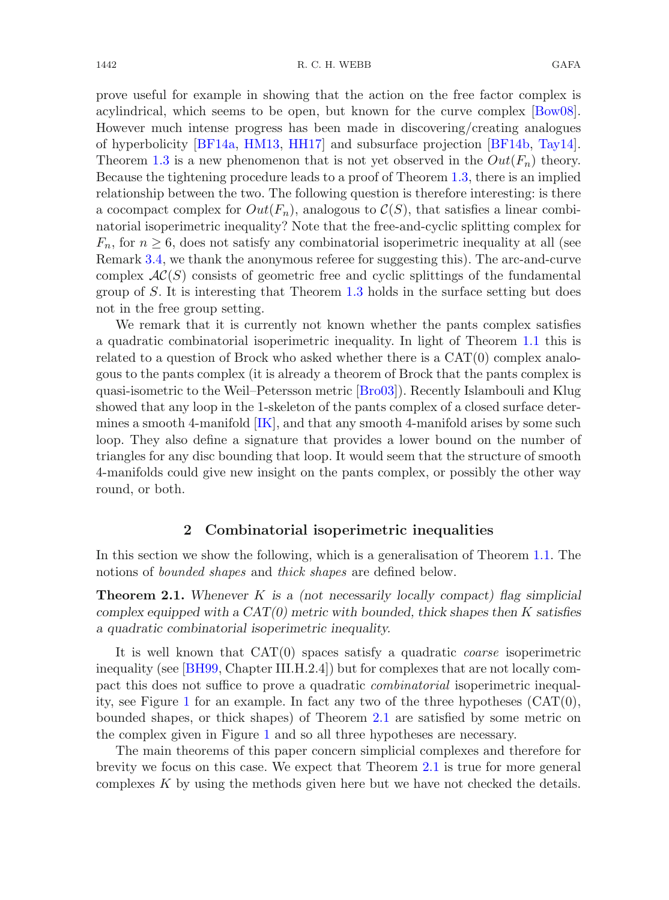prove useful for example in showing that the action on the free factor complex is acylindrical, which seems to be open, but known for the curve complex [Bow08]. However much intense progress has been made in discovering/creating analogues of hyperbolicity [BF14a, HM13, HH17] and subsurface projection [BF14b, Tay14]. Theorem 1.3 is a new phenomenon that is not yet observed in the $Out(F_n)$ theory. Because the tightening procedure leads to a proof of Theorem 1.3, there is an implied relationship between the two. The following question is therefore interesting: is there a cocompact complex for $Out(F_n)$, analogous to $\mathcal{C}(S)$, that satisfies a linear combinatorial isoperimetric inequality? Note that the free-and-cyclic splitting complex for $F_n$, for $n \geq 6$, does not satisfy any combinatorial isoperimetric inequality at all (see Remark 3.4, we thank the anonymous referee for suggesting this). The arc-and-curve complex $\mathcal{AC}(S)$ consists of geometric free and cyclic splittings of the fundamental group of $S$. It is interesting that Theorem 1.3 holds in the surface setting but does not in the free group setting.

We remark that it is currently not known whether the pants complex satisfies a quadratic combinatorial isoperimetric inequality. In light of Theorem 1.1 this is related to a question of Brock who asked whether there is a CAT(0) complex analogous to the pants complex (it is already a theorem of Brock that the pants complex is quasi-isometric to the Weil–Petersson metric [Bro03]). Recently Islambouli and Klug showed that any loop in the 1-skeleton of the pants complex of a closed surface determines a smooth 4-manifold [IK], and that any smooth 4-manifold arises by some such loop. They also define a signature that provides a lower bound on the number of triangles for any disc bounding that loop. It would seem that the structure of smooth 4-manifolds could give new insight on the pants complex, or possibly the other way round, or both.

## 2 Combinatorial isoperimetric inequalities

In this section we show the following, which is a generalisation of Theorem 1.1. The notions of *bounded shapes* and *thick shapes* are defined below.

**Theorem 2.1.** *Whenever $K$ is a (not necessarily locally compact) flag simplicial complex equipped with a CAT(0) metric with bounded, thick shapes then $K$ satisfies a quadratic combinatorial isoperimetric inequality.*

It is well known that CAT(0) spaces satisfy a quadratic *coarse* isoperimetric inequality (see [BH99, Chapter III.H.2.4]) but for complexes that are not locally compact this does not suffice to prove a quadratic *combinatorial* isoperimetric inequality, see Figure 1 for an example. In fact any two of the three hypotheses (CAT(0), bounded shapes, or thick shapes) of Theorem 2.1 are satisfied by some metric on the complex given in Figure 1 and so all three hypotheses are necessary.

The main theorems of this paper concern simplicial complexes and therefore for brevity we focus on this case. We expect that Theorem 2.1 is true for more general complexes $K$ by using the methods given here but we have not checked the details.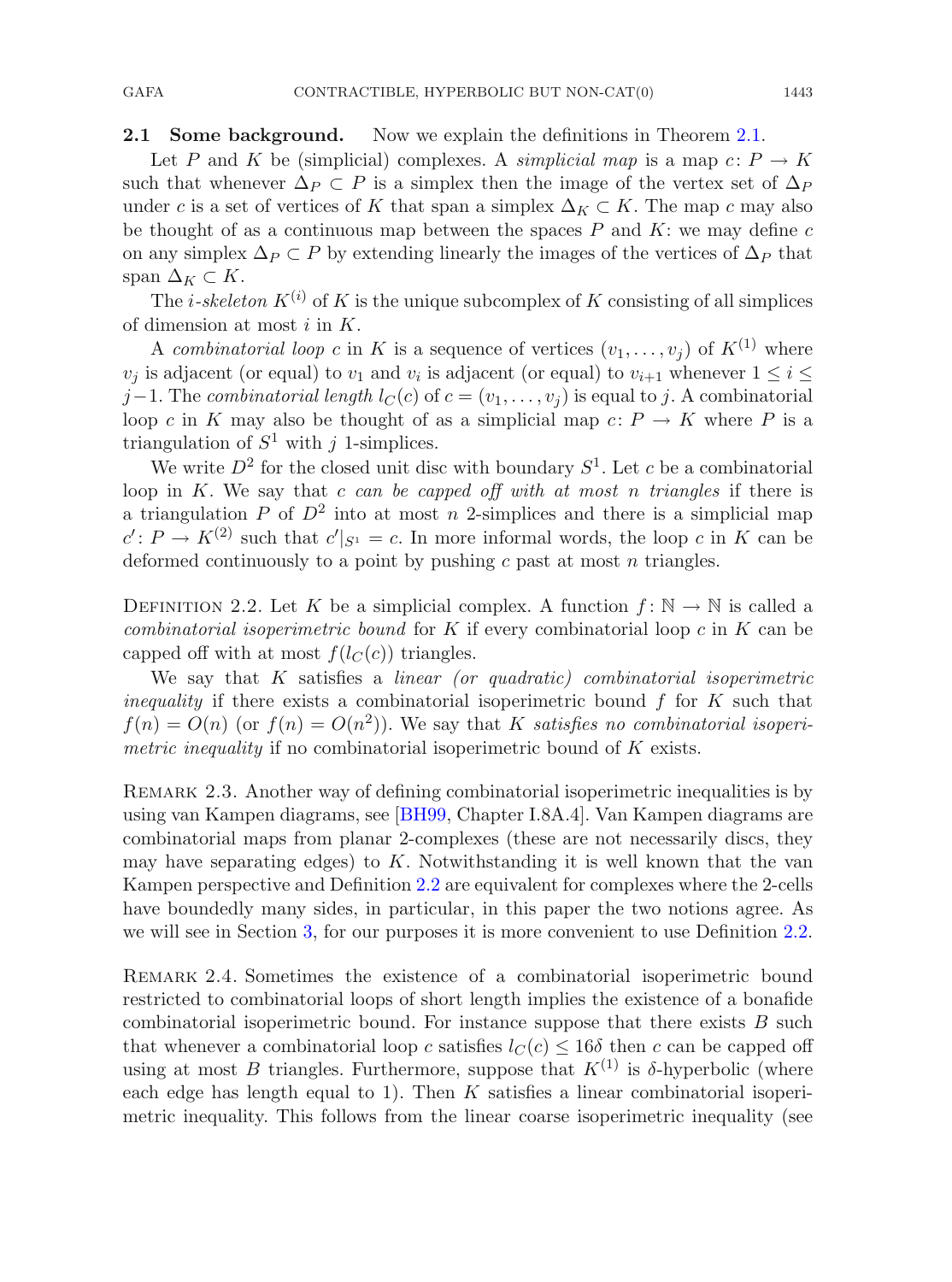**2.1 Some background.** Now we explain the definitions in Theorem 2.1.

Let $P$ and $K$ be (simplicial) complexes. A *simplicial map* is a map $c\colon P \to K$ such that whenever $\Delta_P \subset P$ is a simplex then the image of the vertex set of $\Delta_P$ under $c$ is a set of vertices of $K$ that span a simplex $\Delta_K \subset K$. The map $c$ may also be thought of as a continuous map between the spaces $P$ and $K$: we may define $c$ on any simplex $\Delta_P \subset P$ by extending linearly the images of the vertices of $\Delta_P$ that span $\Delta_K \subset K$.

The *i-skeleton* $K^{(i)}$ of $K$ is the unique subcomplex of $K$ consisting of all simplices of dimension at most $i$ in $K$.

A *combinatorial loop* $c$ in $K$ is a sequence of vertices $(v_1, \dots, v_j)$ of $K^{(1)}$ where $v_j$ is adjacent (or equal) to $v_1$ and $v_i$ is adjacent (or equal) to $v_{i+1}$ whenever $1 \leq i \leq j-1$. The *combinatorial length* $l_C(c)$ of $c = (v_1, \dots, v_j)$ is equal to $j$. A combinatorial loop $c$ in $K$ may also be thought of as a simplicial map $c\colon P \to K$ where $P$ is a triangulation of $S^1$ with $j$ 1-simplices.

We write $D^2$ for the closed unit disc with boundary $S^1$. Let $c$ be a combinatorial loop in $K$. We say that *$c$ can be capped off with at most $n$ triangles* if there is a triangulation $P$ of $D^2$ into at most $n$ 2-simplices and there is a simplicial map $c'\colon P \to K^{(2)}$ such that $c'|_{S^1} = c$. In more informal words, the loop $c$ in $K$ can be deformed continuously to a point by pushing $c$ past at most $n$ triangles.

Definition 2.2. Let $K$ be a simplicial complex. A function $f\colon \mathbb{N} \to \mathbb{N}$ is called a *combinatorial isoperimetric bound* for $K$ if every combinatorial loop $c$ in $K$ can be capped off with at most $f(l_C(c))$ triangles.

We say that $K$ satisfies a *linear (or quadratic) combinatorial isoperimetric inequality* if there exists a combinatorial isoperimetric bound $f$ for $K$ such that $f(n) = O(n)$ (or $f(n) = O(n^2)$). We say that $K$ *satisfies no combinatorial isoperimetric inequality* if no combinatorial isoperimetric bound of $K$ exists.

Remark 2.3. Another way of defining combinatorial isoperimetric inequalities is by using van Kampen diagrams, see [BH99, Chapter I.8A.4]. Van Kampen diagrams are combinatorial maps from planar 2-complexes (these are not necessarily discs, they may have separating edges) to $K$. Notwithstanding it is well known that the van Kampen perspective and Definition 2.2 are equivalent for complexes where the 2-cells have boundedly many sides, in particular, in this paper the two notions agree. As we will see in Section 3, for our purposes it is more convenient to use Definition 2.2.

Remark 2.4. Sometimes the existence of a combinatorial isoperimetric bound restricted to combinatorial loops of short length implies the existence of a bonafide combinatorial isoperimetric bound. For instance suppose that there exists $B$ such that whenever a combinatorial loop $c$ satisfies $l_C(c) \leq 16\delta$ then $c$ can be capped off using at most $B$ triangles. Furthermore, suppose that $K^{(1)}$ is $\delta$-hyperbolic (where each edge has length equal to 1). Then $K$ satisfies a linear combinatorial isoperimetric inequality. This follows from the linear coarse isoperimetric inequality (see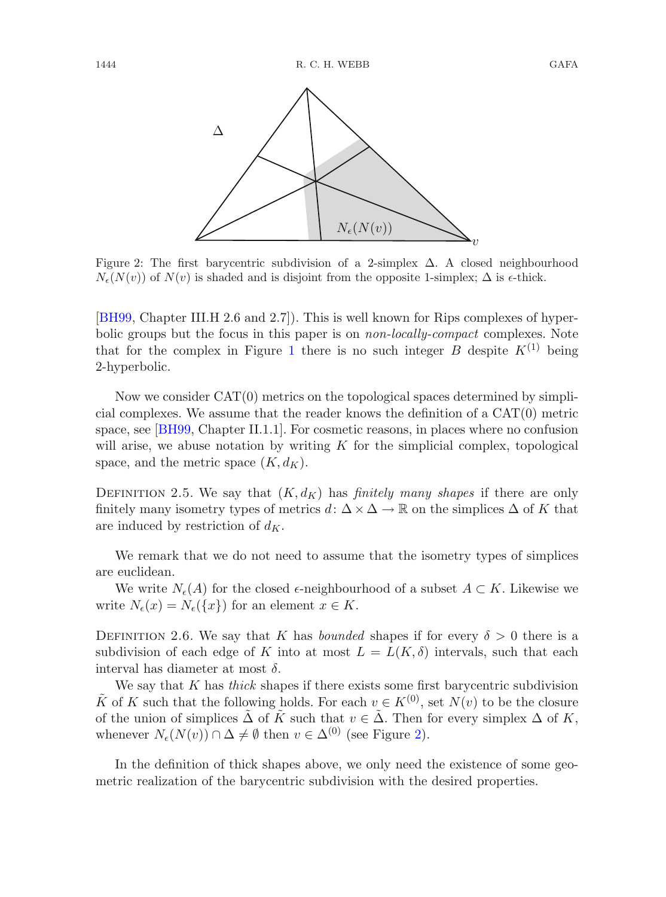Figure 2: The first barycentric subdivision of a 2-simplex $\Delta$. A closed neighbourhood $N_\epsilon(N(v))$ of $N(v)$ is shaded and is disjoint from the opposite 1-simplex; $\Delta$ is $\epsilon$-thick.

[BH99, Chapter III.H 2.6 and 2.7]). This is well known for Rips complexes of hyperbolic groups but the focus in this paper is on *non-locally-compact* complexes. Note that for the complex in Figure 1 there is no such integer $B$ despite $K^{(1)}$ being 2-hyperbolic.

Now we consider CAT(0) metrics on the topological spaces determined by simplicial complexes. We assume that the reader knows the definition of a CAT(0) metric space, see [BH99, Chapter II.1.1]. For cosmetic reasons, in places where no confusion will arise, we abuse notation by writing $K$ for the simplicial complex, topological space, and the metric space $(K, d_K)$.

Definition 2.5. We say that $(K, d_K)$ has *finitely many shapes* if there are only finitely many isometry types of metrics $d\colon \Delta \times \Delta \to \mathbb{R}$ on the simplices $\Delta$ of $K$ that are induced by restriction of $d_K$.

We remark that we do not need to assume that the isometry types of simplices are euclidean.

We write $N_\epsilon(A)$ for the closed $\epsilon$-neighbourhood of a subset $A \subset K$. Likewise we write $N_\epsilon(x) = N_\epsilon(\{x\})$ for an element $x \in K$.

Definition 2.6. We say that $K$ has *bounded* shapes if for every $\delta > 0$ there is a subdivision of each edge of $K$ into at most $L = L(K, \delta)$ intervals, such that each interval has diameter at most $\delta$.

We say that $K$ has *thick* shapes if there exists some first barycentric subdivision $\tilde{K}$ of $K$ such that the following holds. For each $v \in K^{(0)}$, set $N(v)$ to be the closure of the union of simplices $\tilde{\Delta}$ of $\tilde{K}$ such that $v \in \tilde{\Delta}$. Then for every simplex $\Delta$ of $K$, whenever $N_\epsilon(N(v)) \cap \Delta \neq \emptyset$ then $v \in \Delta^{(0)}$ (see Figure 2).

In the definition of thick shapes above, we only need the existence of some geometric realization of the barycentric subdivision with the desired properties.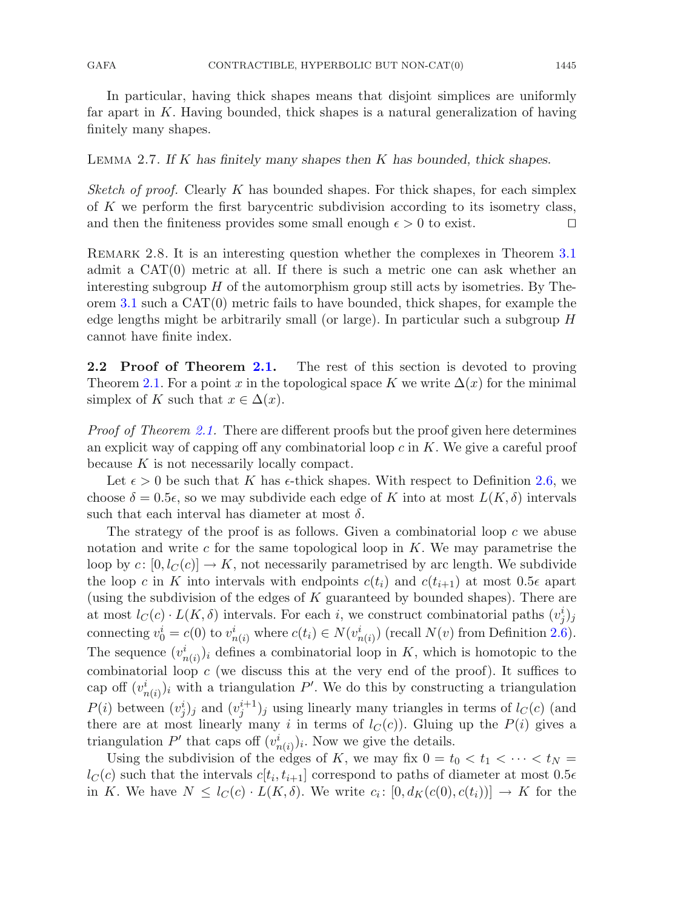In particular, having thick shapes means that disjoint simplices are uniformly far apart in $K$. Having bounded, thick shapes is a natural generalization of having finitely many shapes.

Lemma 2.7. *If $K$ has finitely many shapes then $K$ has bounded, thick shapes.*

*Sketch of proof.* Clearly $K$ has bounded shapes. For thick shapes, for each simplex of $K$ we perform the first barycentric subdivision according to its isometry class, and then the finiteness provides some small enough $\epsilon > 0$ to exist. □

Remark 2.8. It is an interesting question whether the complexes in Theorem 3.1 admit a CAT(0) metric at all. If there is such a metric one can ask whether an interesting subgroup $H$ of the automorphism group still acts by isometries. By Theorem 3.1 such a CAT(0) metric fails to have bounded, thick shapes, for example the edge lengths might be arbitrarily small (or large). In particular such a subgroup $H$ cannot have finite index.

**2.2 Proof of Theorem 2.1.** The rest of this section is devoted to proving Theorem 2.1. For a point $x$ in the topological space $K$ we write $\Delta(x)$ for the minimal simplex of $K$ such that $x \in \Delta(x)$.

*Proof of Theorem 2.1.* There are different proofs but the proof given here determines an explicit way of capping off any combinatorial loop $c$ in $K$. We give a careful proof because $K$ is not necessarily locally compact.

Let $\epsilon > 0$ be such that $K$ has $\epsilon$-thick shapes. With respect to Definition 2.6, we choose $\delta = 0.5\epsilon$, so we may subdivide each edge of $K$ into at most $L(K, \delta)$ intervals such that each interval has diameter at most $\delta$.

The strategy of the proof is as follows. Given a combinatorial loop $c$ we abuse notation and write $c$ for the same topological loop in $K$. We may parametrise the loop by $c\colon [0, l_C(c)] \to K$, not necessarily parametrised by arc length. We subdivide the loop $c$ in $K$ into intervals with endpoints $c(t_i)$ and $c(t_{i+1})$ at most $0.5\epsilon$ apart (using the subdivision of the edges of $K$ guaranteed by bounded shapes). There are at most $l_C(c) \cdot L(K, \delta)$ intervals. For each $i$, we construct combinatorial paths $(v_j^i)_j$ connecting $v_0^i = c(0)$ to $v_{n(i)}^i$ where $c(t_i) \in N(v_{n(i)}^i)$ (recall $N(v)$ from Definition 2.6). The sequence $(v_{n(i)}^i)_i$ defines a combinatorial loop in $K$, which is homotopic to the combinatorial loop $c$ (we discuss this at the very end of the proof). It suffices to cap off $(v_{n(i)}^i)_i$ with a triangulation $P'$. We do this by constructing a triangulation $P(i)$ between $(v_j^i)_j$ and $(v_j^{i+1})_j$ using linearly many triangles in terms of $l_C(c)$ (and there are at most linearly many $i$ in terms of $l_C(c)$). Gluing up the $P(i)$ gives a triangulation $P'$ that caps off $(v_{n(i)}^i)_i$. Now we give the details.

Using the subdivision of the edges of $K$, we may fix $0 = t_0 < t_1 < \cdots < t_N = l_C(c)$ such that the intervals $c[t_i, t_{i+1}]$ correspond to paths of diameter at most $0.5\epsilon$ in $K$. We have $N \leq l_C(c) \cdot L(K, \delta)$. We write $c_i\colon [0, d_K(c(0), c(t_i))] \to K$ for the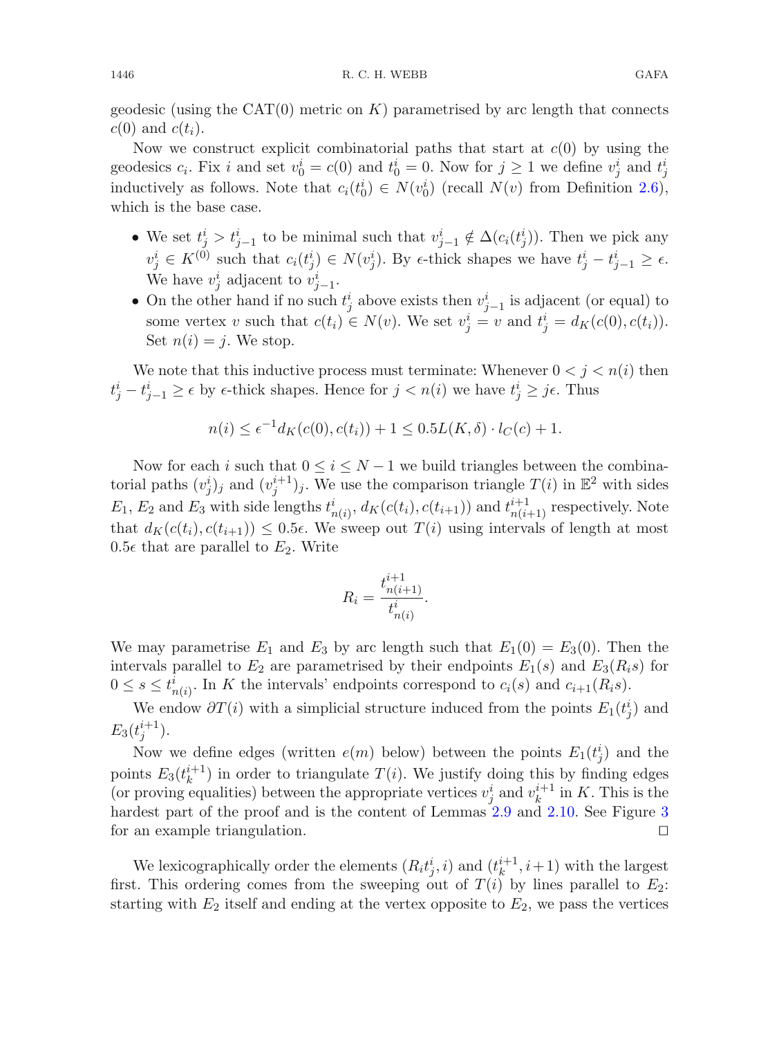geodesic (using the CAT(0) metric on $K$) parametrised by arc length that connects $c(0)$ and $c(t_i)$.

Now we construct explicit combinatorial paths that start at $c(0)$ by using the geodesics $c_i$. Fix $i$ and set $v_0^i = c(0)$ and $t_0^i = 0$. Now for $j \geq 1$ we define $v_j^i$ and $t_j^i$ inductively as follows. Note that $c_i(t_0^i) \in N(v_0^i)$ (recall $N(v)$ from Definition 2.6), which is the base case.

- We set $t_j^i > t_{j-1}^i$ to be minimal such that $v_{j-1}^i \notin \Delta(c_i(t_j^i))$. Then we pick any $v_j^i \in K^{(0)}$ such that $c_i(t_j^i) \in N(v_j^i)$. By $\epsilon$-thick shapes we have $t_j^i - t_{j-1}^i \geq \epsilon$. We have $v_j^i$ adjacent to $v_{j-1}^i$.
- On the other hand if no such $t_j^i$ above exists then $v_{j-1}^i$ is adjacent (or equal) to some vertex $v$ such that $c(t_i) \in N(v)$. We set $v_j^i = v$ and $t_j^i = d_K(c(0), c(t_i))$. Set $n(i) = j$. We stop.

We note that this inductive process must terminate: Whenever $0 < j < n(i)$ then $t_j^i - t_{j-1}^i \geq \epsilon$ by $\epsilon$-thick shapes. Hence for $j < n(i)$ we have $t_j^i \geq j\epsilon$. Thus

$$n(i) \leq \epsilon^{-1} d_K(c(0), c(t_i)) + 1 \leq 0.5 L(K, \delta) \cdot l_C(c) + 1.$$

Now for each $i$ such that $0 \leq i \leq N-1$ we build triangles between the combinatorial paths $(v_j^i)_j$ and $(v_j^{i+1})_j$. We use the comparison triangle $T(i)$ in $\mathbb{E}^2$ with sides $E_1$, $E_2$ and $E_3$ with side lengths $t_{n(i)}^i$, $d_K(c(t_i), c(t_{i+1}))$ and $t_{n(i+1)}^{i+1}$ respectively. Note that $d_K(c(t_i), c(t_{i+1})) \leq 0.5\epsilon$. We sweep out $T(i)$ using intervals of length at most $0.5\epsilon$ that are parallel to $E_2$. Write

$$R_i = \frac{t_{n(i+1)}^{i+1}}{t_{n(i)}^i}.$$

We may parametrise $E_1$ and $E_3$ by arc length such that $E_1(0) = E_3(0)$. Then the intervals parallel to $E_2$ are parametrised by their endpoints $E_1(s)$ and $E_3(R_i s)$ for $0 \leq s \leq t_{n(i)}^i$. In $K$ the intervals' endpoints correspond to $c_i(s)$ and $c_{i+1}(R_i s)$.

We endow $\partial T(i)$ with a simplicial structure induced from the points $E_1(t_j^i)$ and $E_3(t_j^{i+1})$.

Now we define edges (written $e(m)$ below) between the points $E_1(t_j^i)$ and the points $E_3(t_k^{i+1})$ in order to triangulate $T(i)$. We justify doing this by finding edges (or proving equalities) between the appropriate vertices $v_j^i$ and $v_k^{i+1}$ in $K$. This is the hardest part of the proof and is the content of Lemmas 2.9 and 2.10. See Figure 3 for an example triangulation. $\square$

We lexicographically order the elements $(R_i t_j^i, i)$ and $(t_k^{i+1}, i+1)$ with the largest first. This ordering comes from the sweeping out of $T(i)$ by lines parallel to $E_2$: starting with $E_2$ itself and ending at the vertex opposite to $E_2$, we pass the vertices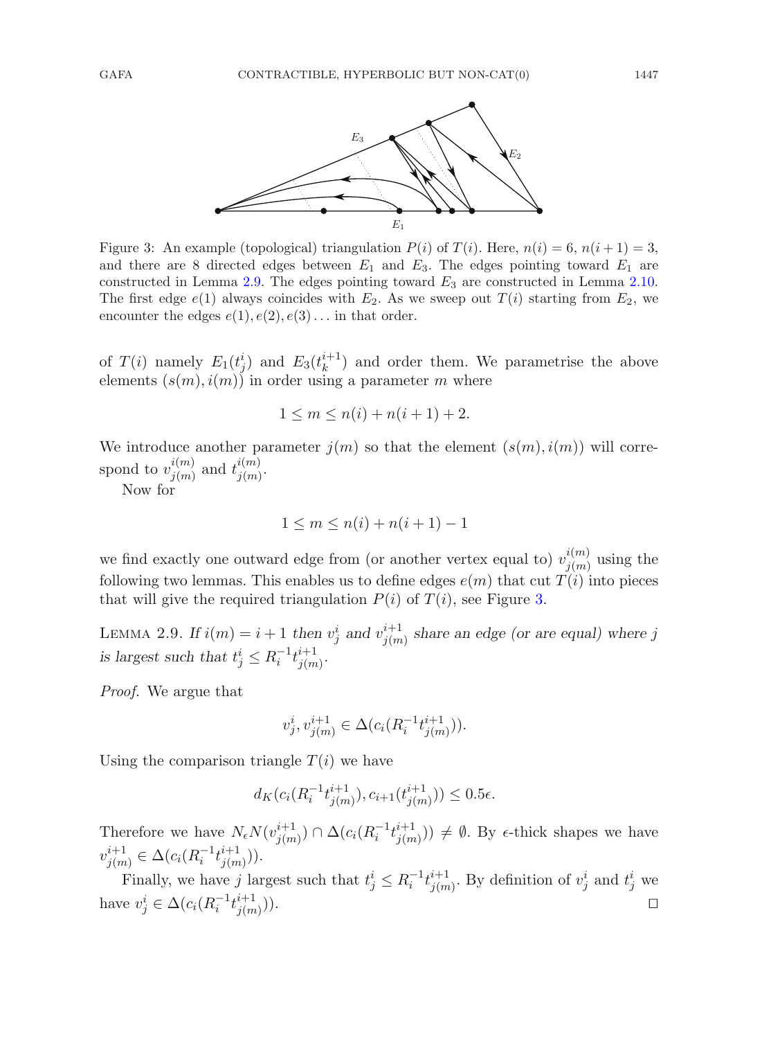Figure 3: An example (topological) triangulation $P(i)$ of $T(i)$. Here, $n(i) = 6$, $n(i+1) = 3$, and there are 8 directed edges between $E_1$ and $E_3$. The edges pointing toward $E_1$ are constructed in Lemma 2.9. The edges pointing toward $E_3$ are constructed in Lemma 2.10. The first edge $e(1)$ always coincides with $E_2$. As we sweep out $T(i)$ starting from $E_2$, we encounter the edges $e(1), e(2), e(3) \ldots$ in that order.

of $T(i)$ namely $E_1(t_j^i)$ and $E_3(t_k^{i+1})$ and order them. We parametrise the above elements $(s(m), i(m))$ in order using a parameter $m$ where

$$1 \leq m \leq n(i) + n(i+1) + 2.$$

We introduce another parameter $j(m)$ so that the element $(s(m), i(m))$ will correspond to $v_{j(m)}^{i(m)}$ and $t_{j(m)}^{i(m)}$.

Now for

$$1 \leq m \leq n(i) + n(i+1) - 1$$

we find exactly one outward edge from (or another vertex equal to) $v_{j(m)}^{i(m)}$ using the following two lemmas. This enables us to define edges $e(m)$ that cut $T(i)$ into pieces that will give the required triangulation $P(i)$ of $T(i)$, see Figure 3.

**Lemma 2.9.** *If $i(m) = i+1$ then $v_j^i$ and $v_{j(m)}^{i+1}$ share an edge (or are equal) where $j$ is largest such that $t_j^i \leq R_i^{-1} t_{j(m)}^{i+1}$.*

*Proof.* We argue that

$$v_j^i, v_{j(m)}^{i+1} \in \Delta(c_i(R_i^{-1} t_{j(m)}^{i+1})).$$

Using the comparison triangle $T(i)$ we have

$$d_K(c_i(R_i^{-1} t_{j(m)}^{i+1}), c_{i+1}(t_{j(m)}^{i+1})) \leq 0.5\epsilon.$$

Therefore we have $N_\epsilon N(v_{j(m)}^{i+1}) \cap \Delta(c_i(R_i^{-1} t_{j(m)}^{i+1})) \neq \emptyset$. By $\epsilon$-thick shapes we have $v_{j(m)}^{i+1} \in \Delta(c_i(R_i^{-1} t_{j(m)}^{i+1}))$.

Finally, we have $j$ largest such that $t_j^i \leq R_i^{-1} t_{j(m)}^{i+1}$. By definition of $v_j^i$ and $t_j^i$ we have $v_j^i \in \Delta(c_i(R_i^{-1} t_{j(m)}^{i+1}))$. □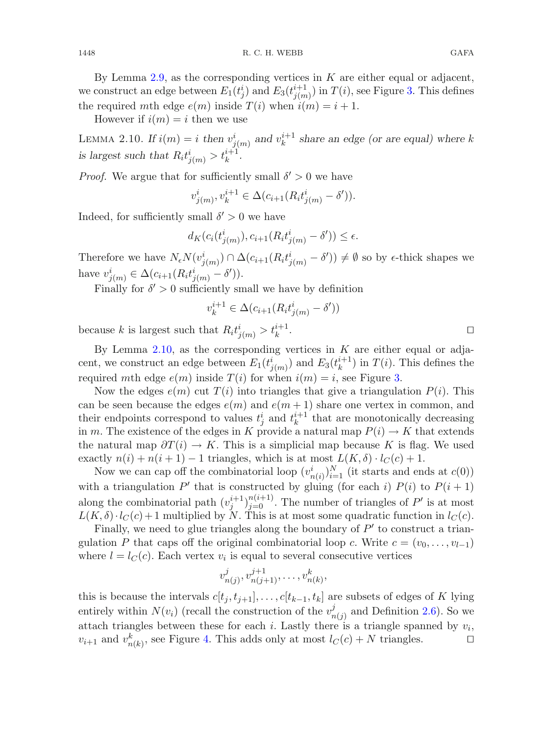By Lemma 2.9, as the corresponding vertices in $K$ are either equal or adjacent, we construct an edge between $E_1(t_j^i)$ and $E_3(t_{j(m)}^{i+1})$ in $T(i)$, see Figure 3. This defines the required $m$th edge $e(m)$ inside $T(i)$ when $i(m) = i + 1$.

However if $i(m) = i$ then we use

LEMMA 2.10. *If $i(m) = i$ then $v_{j(m)}^i$ and $v_k^{i+1}$ share an edge (or are equal) where $k$ is largest such that $R_i t_{j(m)}^i > t_k^{i+1}$.*

*Proof.* We argue that for sufficiently small $\delta' > 0$ we have

$$v_{j(m)}^i, v_k^{i+1} \in \Delta(c_{i+1}(R_i t_{j(m)}^i - \delta')).$$

Indeed, for sufficiently small $\delta' > 0$ we have

$$d_K(c_i(t_{j(m)}^i), c_{i+1}(R_i t_{j(m)}^i - \delta')) \leq \epsilon.$$

Therefore we have $N_\epsilon N(v_{j(m)}^i) \cap \Delta(c_{i+1}(R_i t_{j(m)}^i - \delta')) \neq \emptyset$ so by $\epsilon$-thick shapes we have $v_{j(m)}^i \in \Delta(c_{i+1}(R_i t_{j(m)}^i - \delta'))$.

Finally for $\delta' > 0$ sufficiently small we have by definition

$$v_k^{i+1} \in \Delta(c_{i+1}(R_i t_{j(m)}^i - \delta'))$$

because $k$ is largest such that $R_i t_{j(m)}^i > t_k^{i+1}$. $\square$

By Lemma 2.10, as the corresponding vertices in $K$ are either equal or adjacent, we construct an edge between $E_1(t_{j(m)}^i)$ and $E_3(t_k^{i+1})$ in $T(i)$. This defines the required $m$th edge $e(m)$ inside $T(i)$ for when $i(m) = i$, see Figure 3.

Now the edges $e(m)$ cut $T(i)$ into triangles that give a triangulation $P(i)$. This can be seen because the edges $e(m)$ and $e(m+1)$ share one vertex in common, and their endpoints correspond to values $t_j^i$ and $t_k^{i+1}$ that are monotonically decreasing in $m$. The existence of the edges in $K$ provide a natural map $P(i) \to K$ that extends the natural map $\partial T(i) \to K$. This is a simplicial map because $K$ is flag. We used exactly $n(i) + n(i+1) - 1$ triangles, which is at most $L(K, \delta) \cdot l_C(c) + 1$.

Now we can cap off the combinatorial loop $(v_{n(i)}^i)_{i=1}^N$ (it starts and ends at $c(0)$) with a triangulation $P'$ that is constructed by gluing (for each $i$) $P(i)$ to $P(i+1)$ along the combinatorial path $(v_j^{i+1})_{j=0}^{n(i+1)}$. The number of triangles of $P'$ is at most $L(K, \delta) \cdot l_C(c) + 1$ multiplied by $N$. This is at most some quadratic function in $l_C(c)$.

Finally, we need to glue triangles along the boundary of $P'$ to construct a triangulation $P$ that caps off the original combinatorial loop $c$. Write $c = (v_0, \ldots, v_{l-1})$ where $l = l_C(c)$. Each vertex $v_i$ is equal to several consecutive vertices

$$v_{n(j)}^j, v_{n(j+1)}^{j+1}, \ldots, v_{n(k)}^k,$$

this is because the intervals $c[t_j, t_{j+1}], \ldots, c[t_{k-1}, t_k]$ are subsets of edges of $K$ lying entirely within $N(v_i)$ (recall the construction of the $v_{n(j)}^j$ and Definition 2.6). So we attach triangles between these for each $i$. Lastly there is a triangle spanned by $v_i$, $v_{i+1}$ and $v_{n(k)}^k$, see Figure 4. This adds only at most $l_C(c) + N$ triangles. $\square$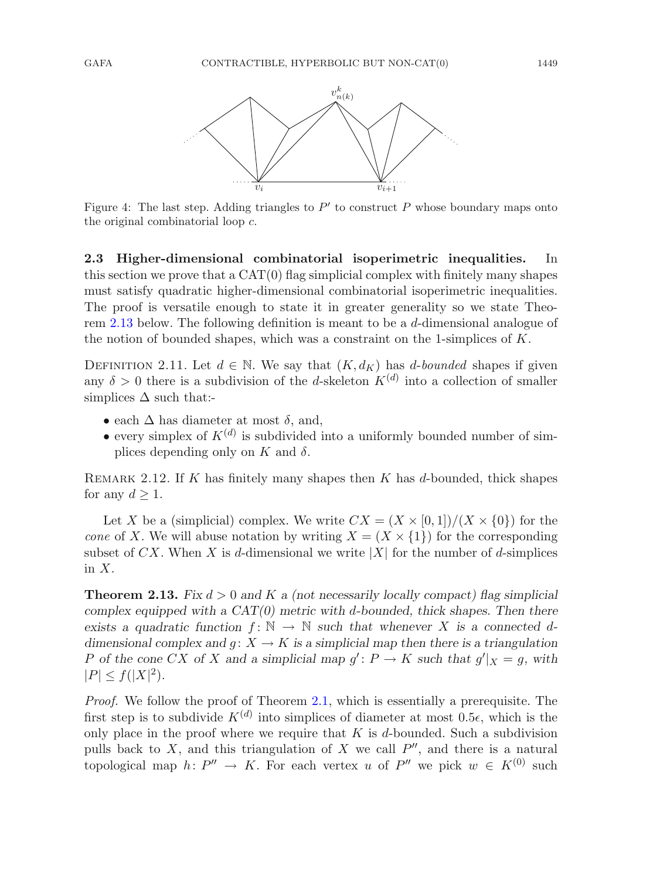Figure 4: The last step. Adding triangles to $P'$ to construct $P$ whose boundary maps onto the original combinatorial loop $c$.

**2.3 Higher-dimensional combinatorial isoperimetric inequalities.** In this section we prove that a CAT(0) flag simplicial complex with finitely many shapes must satisfy quadratic higher-dimensional combinatorial isoperimetric inequalities. The proof is versatile enough to state it in greater generality so we state Theorem 2.13 below. The following definition is meant to be a $d$-dimensional analogue of the notion of bounded shapes, which was a constraint on the 1-simplices of $K$.

DEFINITION 2.11. Let $d \in \mathbb{N}$. We say that $(K, d_K)$ has *$d$-bounded* shapes if given any $\delta > 0$ there is a subdivision of the $d$-skeleton $K^{(d)}$ into a collection of smaller simplices $\Delta$ such that:-

- each $\Delta$ has diameter at most $\delta$, and,
- every simplex of $K^{(d)}$ is subdivided into a uniformly bounded number of simplices depending only on $K$ and $\delta$.

REMARK 2.12. If $K$ has finitely many shapes then $K$ has $d$-bounded, thick shapes for any $d \geq 1$.

Let $X$ be a (simplicial) complex. We write $CX = (X \times [0, 1])/(X \times \{0\})$ for the *cone* of $X$. We will abuse notation by writing $X = (X \times \{1\})$ for the corresponding subset of $CX$. When $X$ is $d$-dimensional we write $|X|$ for the number of $d$-simplices in $X$.

**Theorem 2.13.** *Fix $d > 0$ and $K$ a (not necessarily locally compact) flag simplicial complex equipped with a CAT(0) metric with $d$-bounded, thick shapes. Then there exists a quadratic function $f : \mathbb{N} \to \mathbb{N}$ such that whenever $X$ is a connected $d$-dimensional complex and $g : X \to K$ is a simplicial map then there is a triangulation $P$ of the cone $CX$ of $X$ and a simplicial map $g' : P \to K$ such that $g'|_X = g$, with $|P| \leq f(|X|^2)$.*

*Proof.* We follow the proof of Theorem 2.1, which is essentially a prerequisite. The first step is to subdivide $K^{(d)}$ into simplices of diameter at most $0.5\epsilon$, which is the only place in the proof where we require that $K$ is $d$-bounded. Such a subdivision pulls back to $X$, and this triangulation of $X$ we call $P''$, and there is a natural topological map $h : P'' \to K$. For each vertex $u$ of $P''$ we pick $w \in K^{(0)}$ such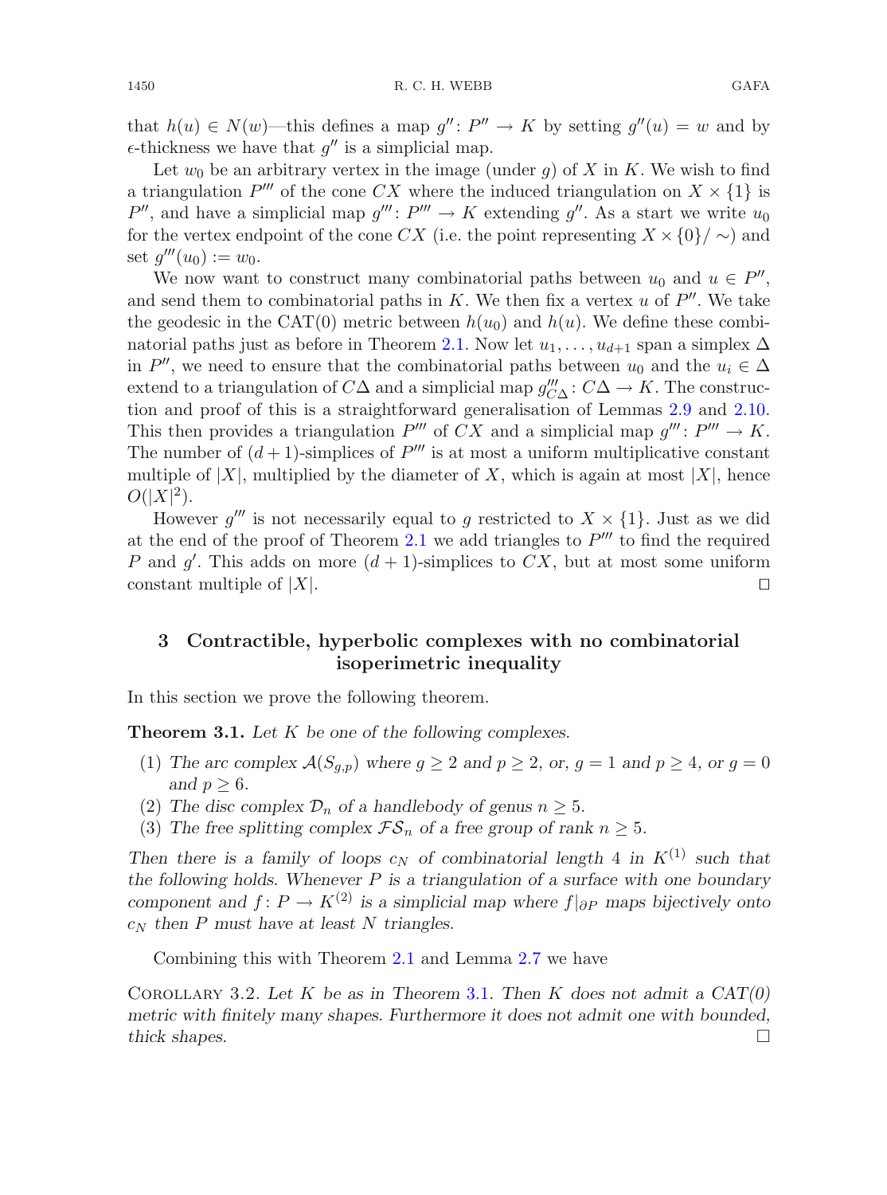that $h(u) \in N(w)$—this defines a map $g'' \colon P'' \to K$ by setting $g''(u) = w$ and by $\epsilon$-thickness we have that $g''$ is a simplicial map.

Let $w_0$ be an arbitrary vertex in the image (under $g$) of $X$ in $K$. We wish to find a triangulation $P'''$ of the cone $CX$ where the induced triangulation on $X \times \{1\}$ is $P''$, and have a simplicial map $g''' \colon P''' \to K$ extending $g''$. As a start we write $u_0$ for the vertex endpoint of the cone $CX$ (i.e. the point representing $X \times \{0\}/\sim$) and set $g'''(u_0) := w_0$.

We now want to construct many combinatorial paths between $u_0$ and $u \in P''$, and send them to combinatorial paths in $K$. We then fix a vertex $u$ of $P''$. We take the geodesic in the CAT(0) metric between $h(u_0)$ and $h(u)$. We define these combinatorial paths just as before in Theorem 2.1. Now let $u_1, \ldots, u_{d+1}$ span a simplex $\Delta$ in $P''$, we need to ensure that the combinatorial paths between $u_0$ and the $u_i \in \Delta$ extend to a triangulation of $C\Delta$ and a simplicial map $g'''_{C\Delta} \colon C\Delta \to K$. The construction and proof of this is a straightforward generalisation of Lemmas 2.9 and 2.10. This then provides a triangulation $P'''$ of $CX$ and a simplicial map $g''' \colon P''' \to K$. The number of $(d+1)$-simplices of $P'''$ is at most a uniform multiplicative constant multiple of $|X|$, multiplied by the diameter of $X$, which is again at most $|X|$, hence $O(|X|^2)$.

However $g'''$ is not necessarily equal to $g$ restricted to $X \times \{1\}$. Just as we did at the end of the proof of Theorem 2.1 we add triangles to $P'''$ to find the required $P$ and $g'$. This adds on more $(d+1)$-simplices to $CX$, but at most some uniform constant multiple of $|X|$. □

## 3 Contractible, hyperbolic complexes with no combinatorial isoperimetric inequality

In this section we prove the following theorem.

**Theorem 3.1.** *Let $K$ be one of the following complexes.*

1. *The arc complex $\mathcal{A}(S_{g,p})$ where $g \geq 2$ and $p \geq 2$, or, $g = 1$ and $p \geq 4$, or $g = 0$ and $p \geq 6$.*
2. *The disc complex $\mathcal{D}_n$ of a handlebody of genus $n \geq 5$.*
3. *The free splitting complex $\mathcal{FS}_n$ of a free group of rank $n \geq 5$.*

*Then there is a family of loops $c_N$ of combinatorial length 4 in $K^{(1)}$ such that the following holds. Whenever $P$ is a triangulation of a surface with one boundary component and $f \colon P \to K^{(2)}$ is a simplicial map where $f|_{\partial P}$ maps bijectively onto $c_N$ then $P$ must have at least $N$ triangles.*

Combining this with Theorem 2.1 and Lemma 2.7 we have

Corollary 3.2. *Let $K$ be as in Theorem 3.1. Then $K$ does not admit a CAT(0) metric with finitely many shapes. Furthermore it does not admit one with bounded, thick shapes.* □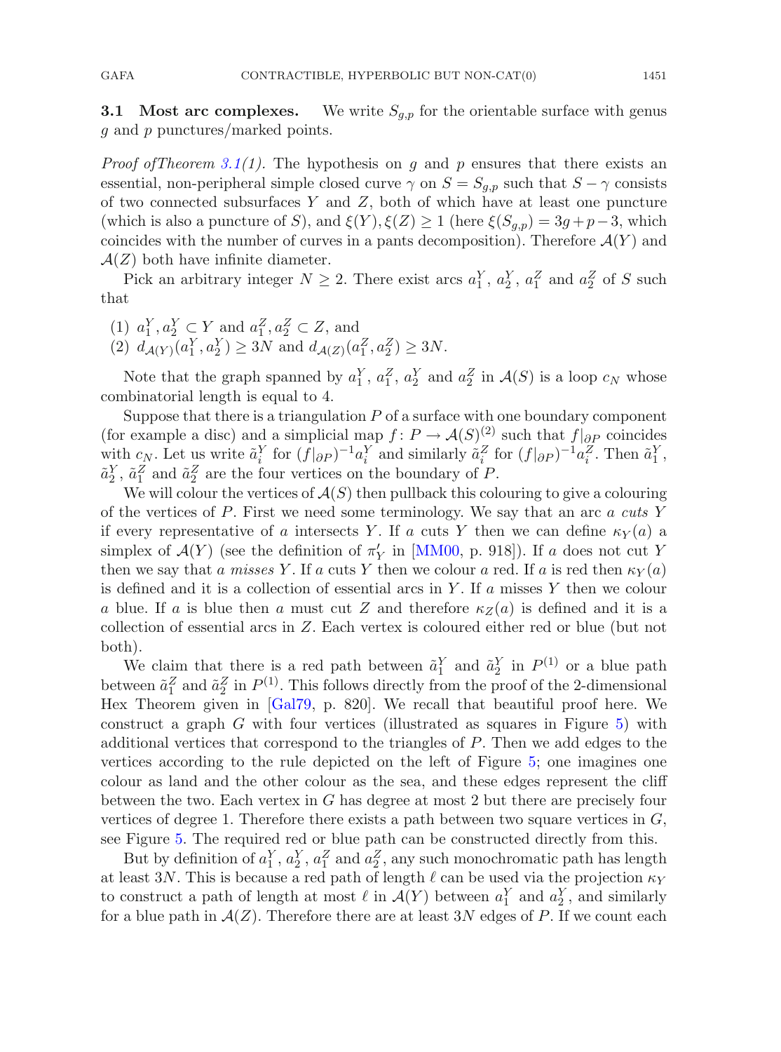### 3.1 Most arc complexes.

We write $S_{g,p}$ for the orientable surface with genus $g$ and $p$ punctures/marked points.

*Proof ofTheorem 3.1(1).* The hypothesis on $g$ and $p$ ensures that there exists an essential, non-peripheral simple closed curve $\gamma$ on $S = S_{g,p}$ such that $S - \gamma$ consists of two connected subsurfaces $Y$ and $Z$, both of which have at least one puncture (which is also a puncture of $S$), and $\xi(Y), \xi(Z) \geq 1$ (here $\xi(S_{g,p}) = 3g+p-3$, which coincides with the number of curves in a pants decomposition). Therefore $\mathcal{A}(Y)$ and $\mathcal{A}(Z)$ both have infinite diameter.

Pick an arbitrary integer $N \geq 2$. There exist arcs $a_1^Y$, $a_2^Y$, $a_1^Z$ and $a_2^Z$ of $S$ such that

(1) $a_1^Y, a_2^Y \subset Y$ and $a_1^Z, a_2^Z \subset Z$, and
(2) $d_{\mathcal{A}(Y)}(a_1^Y, a_2^Y) \geq 3N$ and $d_{\mathcal{A}(Z)}(a_1^Z, a_2^Z) \geq 3N$.

Note that the graph spanned by $a_1^Y$, $a_1^Z$, $a_2^Y$ and $a_2^Z$ in $\mathcal{A}(S)$ is a loop $c_N$ whose combinatorial length is equal to 4.

Suppose that there is a triangulation $P$ of a surface with one boundary component (for example a disc) and a simplicial map $f\colon P \to \mathcal{A}(S)^{(2)}$ such that $f|_{\partial P}$ coincides with $c_N$. Let us write $\tilde{a}_i^Y$ for $(f|_{\partial P})^{-1} a_i^Y$ and similarly $\tilde{a}_i^Z$ for $(f|_{\partial P})^{-1} a_i^Z$. Then $\tilde{a}_1^Y$, $\tilde{a}_2^Y$, $\tilde{a}_1^Z$ and $\tilde{a}_2^Z$ are the four vertices on the boundary of $P$.

We will colour the vertices of $\mathcal{A}(S)$ then pullback this colouring to give a colouring of the vertices of $P$. First we need some terminology. We say that an arc $a$ *cuts* $Y$ if every representative of $a$ intersects $Y$. If $a$ cuts $Y$ then we can define $\kappa_Y(a)$ a simplex of $\mathcal{A}(Y)$ (see the definition of $\pi'_Y$ in [MM00, p. 918]). If $a$ does not cut $Y$ then we say that $a$ *misses* $Y$. If $a$ cuts $Y$ then we colour $a$ red. If $a$ is red then $\kappa_Y(a)$ is defined and it is a collection of essential arcs in $Y$. If $a$ misses $Y$ then we colour $a$ blue. If $a$ is blue then $a$ must cut $Z$ and therefore $\kappa_Z(a)$ is defined and it is a collection of essential arcs in $Z$. Each vertex is coloured either red or blue (but not both).

We claim that there is a red path between $\tilde{a}_1^Y$ and $\tilde{a}_2^Y$ in $P^{(1)}$ or a blue path between $\tilde{a}_1^Z$ and $\tilde{a}_2^Z$ in $P^{(1)}$. This follows directly from the proof of the 2-dimensional Hex Theorem given in [Gal79, p. 820]. We recall that beautiful proof here. We construct a graph $G$ with four vertices (illustrated as squares in Figure 5) with additional vertices that correspond to the triangles of $P$. Then we add edges to the vertices according to the rule depicted on the left of Figure 5; one imagines one colour as land and the other colour as the sea, and these edges represent the cliff between the two. Each vertex in $G$ has degree at most 2 but there are precisely four vertices of degree 1. Therefore there exists a path between two square vertices in $G$, see Figure 5. The required red or blue path can be constructed directly from this.

But by definition of $a_1^Y$, $a_2^Y$, $a_1^Z$ and $a_2^Z$, any such monochromatic path has length at least $3N$. This is because a red path of length $\ell$ can be used via the projection $\kappa_Y$ to construct a path of length at most $\ell$ in $\mathcal{A}(Y)$ between $a_1^Y$ and $a_2^Y$, and similarly for a blue path in $\mathcal{A}(Z)$. Therefore there are at least $3N$ edges of $P$. If we count each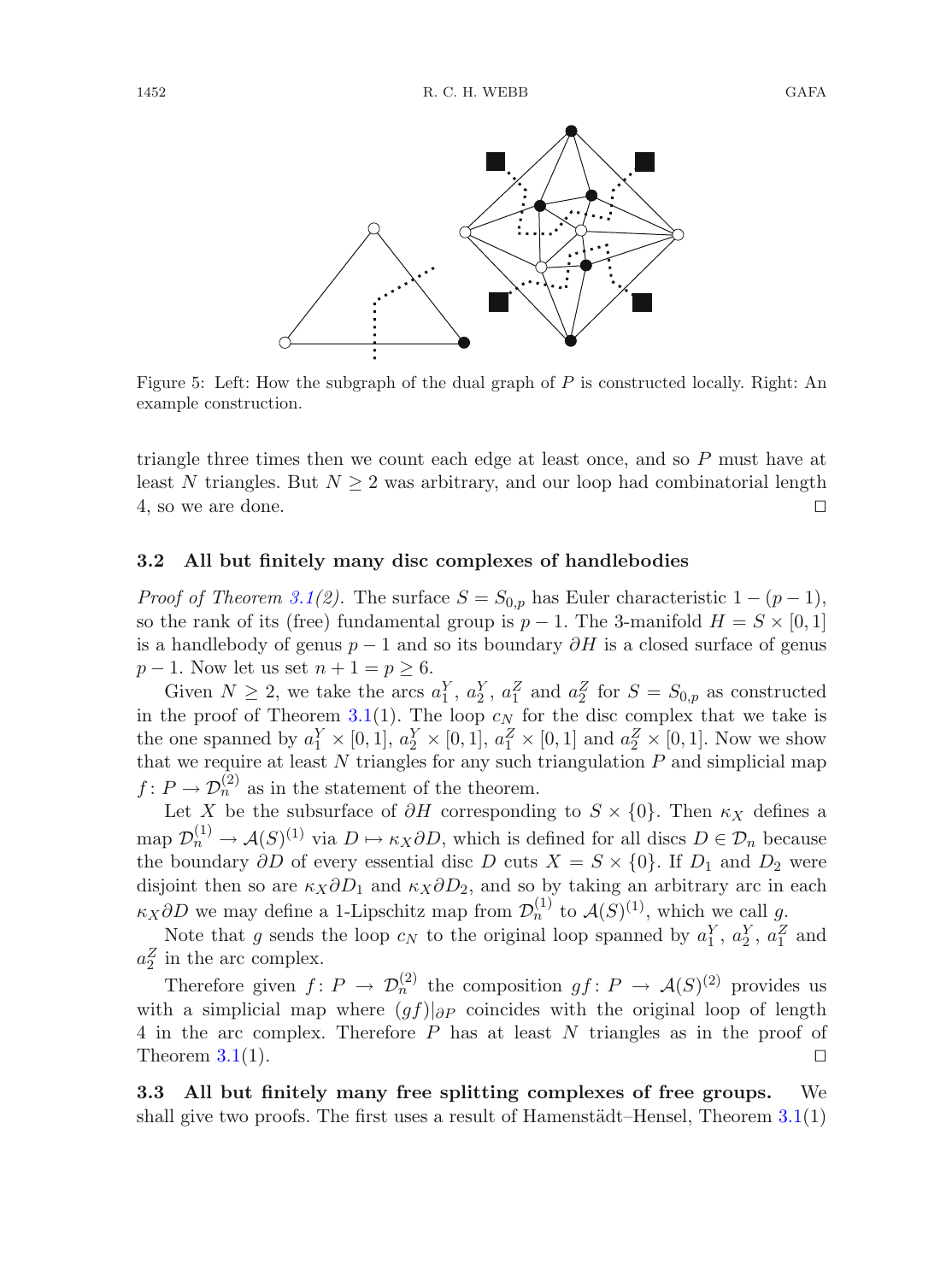Figure 5: Left: How the subgraph of the dual graph of $P$ is constructed locally. Right: An example construction.

triangle three times then we count each edge at least once, and so $P$ must have at least $N$ triangles. But $N \geq 2$ was arbitrary, and our loop had combinatorial length 4, so we are done. □

### 3.2 All but finitely many disc complexes of handlebodies

*Proof of Theorem 3.1(2).* The surface $S = S_{0,p}$ has Euler characteristic $1 - (p-1)$, so the rank of its (free) fundamental group is $p-1$. The 3-manifold $H = S \times [0,1]$ is a handlebody of genus $p-1$ and so its boundary $\partial H$ is a closed surface of genus $p-1$. Now let us set $n+1 = p \geq 6$.

Given $N \geq 2$, we take the arcs $a_1^Y$, $a_2^Y$, $a_1^Z$ and $a_2^Z$ for $S = S_{0,p}$ as constructed in the proof of Theorem 3.1(1). The loop $c_N$ for the disc complex that we take is the one spanned by $a_1^Y \times [0,1]$, $a_2^Y \times [0,1]$, $a_1^Z \times [0,1]$ and $a_2^Z \times [0,1]$. Now we show that we require at least $N$ triangles for any such triangulation $P$ and simplicial map $f\colon P \to \mathcal{D}_n^{(2)}$ as in the statement of the theorem.

Let $X$ be the subsurface of $\partial H$ corresponding to $S \times \{0\}$. Then $\kappa_X$ defines a map $\mathcal{D}_n^{(1)} \to \mathcal{A}(S)^{(1)}$ via $D \mapsto \kappa_X \partial D$, which is defined for all discs $D \in \mathcal{D}_n$ because the boundary $\partial D$ of every essential disc $D$ cuts $X = S \times \{0\}$. If $D_1$ and $D_2$ were disjoint then so are $\kappa_X \partial D_1$ and $\kappa_X \partial D_2$, and so by taking an arbitrary arc in each $\kappa_X \partial D$ we may define a 1-Lipschitz map from $\mathcal{D}_n^{(1)}$ to $\mathcal{A}(S)^{(1)}$, which we call $g$.

Note that $g$ sends the loop $c_N$ to the original loop spanned by $a_1^Y$, $a_2^Y$, $a_1^Z$ and $a_2^Z$ in the arc complex.

Therefore given $f\colon P \to \mathcal{D}_n^{(2)}$ the composition $gf\colon P \to \mathcal{A}(S)^{(2)}$ provides us with a simplicial map where $(gf)|_{\partial P}$ coincides with the original loop of length 4 in the arc complex. Therefore $P$ has at least $N$ triangles as in the proof of Theorem 3.1(1). □

**3.3 All but finitely many free splitting complexes of free groups.** We shall give two proofs. The first uses a result of Hamenstädt–Hensel, Theorem 3.1(1)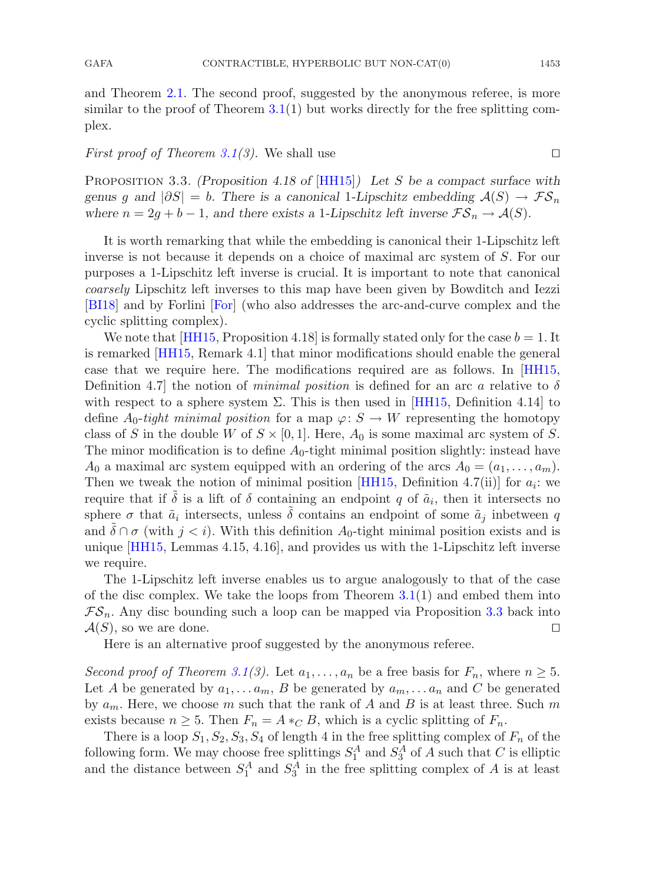and Theorem 2.1. The second proof, suggested by the anonymous referee, is more similar to the proof of Theorem 3.1(1) but works directly for the free splitting complex.

*First proof of Theorem 3.1(3).* We shall use □

PROPOSITION 3.3. *(Proposition 4.18 of* [HH15]*) Let $S$ be a compact surface with genus $g$ and $|\partial S| = b$. There is a canonical 1-Lipschitz embedding $\mathcal{A}(S) \to \mathcal{FS}_n$ where $n = 2g + b - 1$, and there exists a 1-Lipschitz left inverse $\mathcal{FS}_n \to \mathcal{A}(S)$.*

It is worth remarking that while the embedding is canonical their 1-Lipschitz left inverse is not because it depends on a choice of maximal arc system of $S$. For our purposes a 1-Lipschitz left inverse is crucial. It is important to note that canonical *coarsely* Lipschitz left inverses to this map have been given by Bowditch and Iezzi [BI18] and by Forlini [For] (who also addresses the arc-and-curve complex and the cyclic splitting complex).

We note that [HH15, Proposition 4.18] is formally stated only for the case $b = 1$. It is remarked [HH15, Remark 4.1] that minor modifications should enable the general case that we require here. The modifications required are as follows. In [HH15, Definition 4.7] the notion of *minimal position* is defined for an arc $a$ relative to $\delta$ with respect to a sphere system $\Sigma$. This is then used in [HH15, Definition 4.14] to define $A_0$*-tight minimal position* for a map $\varphi\colon S \to W$ representing the homotopy class of $S$ in the double $W$ of $S \times [0, 1]$. Here, $A_0$ is some maximal arc system of $S$. The minor modification is to define $A_0$-tight minimal position slightly: instead have $A_0$ a maximal arc system equipped with an ordering of the arcs $A_0 = (a_1, \ldots, a_m)$. Then we tweak the notion of minimal position [HH15, Definition 4.7(ii)] for $a_i$: we require that if $\tilde{\delta}$ is a lift of $\delta$ containing an endpoint $q$ of $\tilde{a}_i$, then it intersects no sphere $\sigma$ that $\tilde{a}_i$ intersects, unless $\tilde{\delta}$ contains an endpoint of some $\tilde{a}_j$ inbetween $q$ and $\tilde{\delta} \cap \sigma$ (with $j < i$). With this definition $A_0$-tight minimal position exists and is unique [HH15, Lemmas 4.15, 4.16], and provides us with the 1-Lipschitz left inverse we require.

The 1-Lipschitz left inverse enables us to argue analogously to that of the case of the disc complex. We take the loops from Theorem 3.1(1) and embed them into $\mathcal{FS}_n$. Any disc bounding such a loop can be mapped via Proposition 3.3 back into $\mathcal{A}(S)$, so we are done. □

Here is an alternative proof suggested by the anonymous referee.

*Second proof of Theorem 3.1(3).* Let $a_1, \ldots, a_n$ be a free basis for $F_n$, where $n \geq 5$. Let $A$ be generated by $a_1, \ldots a_m$, $B$ be generated by $a_m, \ldots a_n$ and $C$ be generated by $a_m$. Here, we choose $m$ such that the rank of $A$ and $B$ is at least three. Such $m$ exists because $n \geq 5$. Then $F_n = A *_C B$, which is a cyclic splitting of $F_n$.

There is a loop $S_1, S_2, S_3, S_4$ of length 4 in the free splitting complex of $F_n$ of the following form. We may choose free splittings $S_1^A$ and $S_3^A$ of $A$ such that $C$ is elliptic and the distance between $S_1^A$ and $S_3^A$ in the free splitting complex of $A$ is at least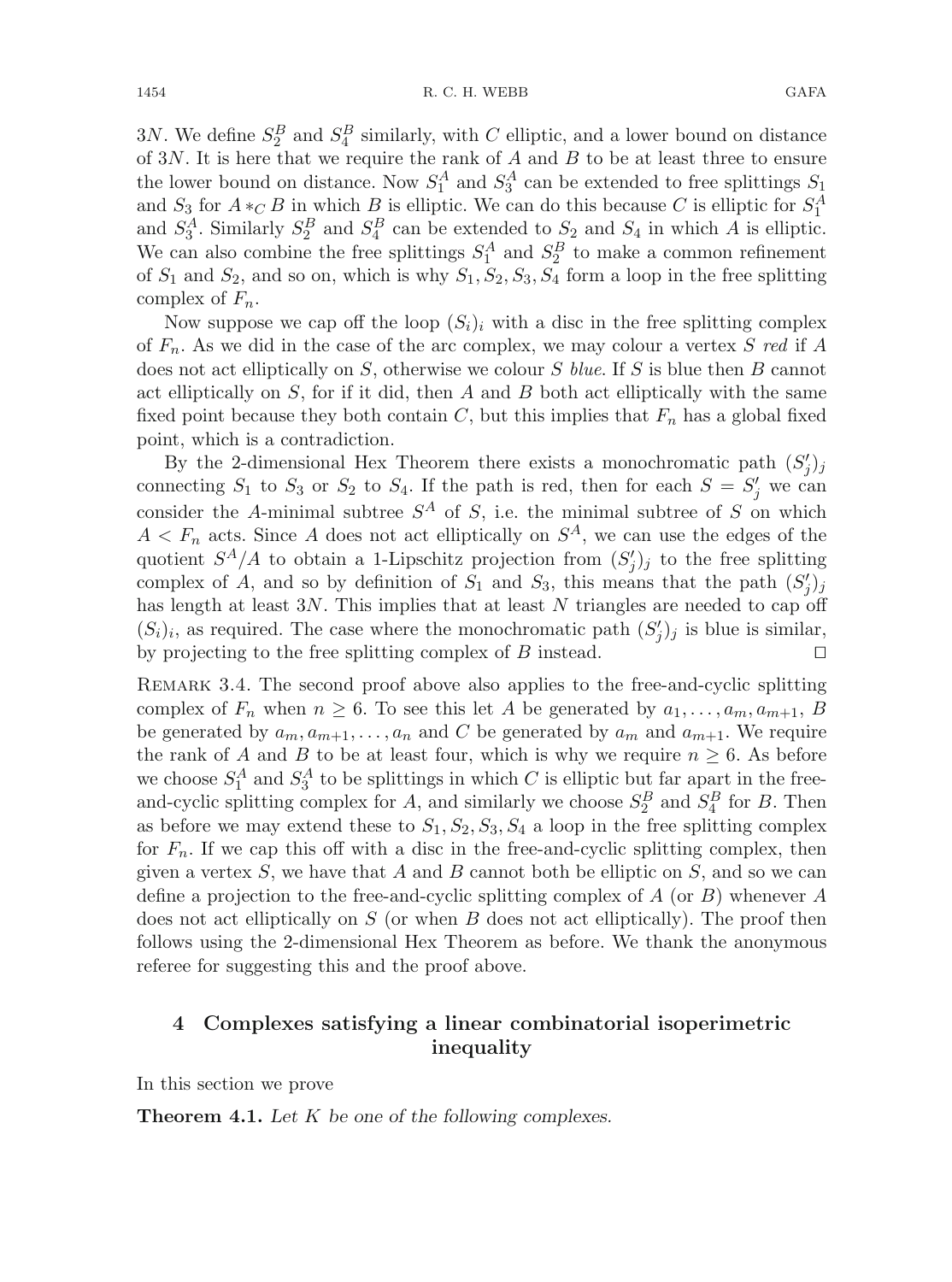$3N$. We define $S_2^B$ and $S_4^B$ similarly, with $C$ elliptic, and a lower bound on distance of $3N$. It is here that we require the rank of $A$ and $B$ to be at least three to ensure the lower bound on distance. Now $S_1^A$ and $S_3^A$ can be extended to free splittings $S_1$ and $S_3$ for $A *_C B$ in which $B$ is elliptic. We can do this because $C$ is elliptic for $S_1^A$ and $S_3^A$. Similarly $S_2^B$ and $S_4^B$ can be extended to $S_2$ and $S_4$ in which $A$ is elliptic. We can also combine the free splittings $S_1^A$ and $S_2^B$ to make a common refinement of $S_1$ and $S_2$, and so on, which is why $S_1, S_2, S_3, S_4$ form a loop in the free splitting complex of $F_n$.

Now suppose we cap off the loop $(S_i)_i$ with a disc in the free splitting complex of $F_n$. As we did in the case of the arc complex, we may colour a vertex $S$ *red* if $A$ does not act elliptically on $S$, otherwise we colour $S$ *blue*. If $S$ is blue then $B$ cannot act elliptically on $S$, for if it did, then $A$ and $B$ both act elliptically with the same fixed point because they both contain $C$, but this implies that $F_n$ has a global fixed point, which is a contradiction.

By the 2-dimensional Hex Theorem there exists a monochromatic path $(S'_j)_j$ connecting $S_1$ to $S_3$ or $S_2$ to $S_4$. If the path is red, then for each $S = S'_j$ we can consider the $A$-minimal subtree $S^A$ of $S$, i.e. the minimal subtree of $S$ on which $A < F_n$ acts. Since $A$ does not act elliptically on $S^A$, we can use the edges of the quotient $S^A/A$ to obtain a 1-Lipschitz projection from $(S'_j)_j$ to the free splitting complex of $A$, and so by definition of $S_1$ and $S_3$, this means that the path $(S'_j)_j$ has length at least $3N$. This implies that at least $N$ triangles are needed to cap off $(S_i)_i$, as required. The case where the monochromatic path $(S'_j)_j$ is blue is similar, by projecting to the free splitting complex of $B$ instead. □

Remark 3.4. The second proof above also applies to the free-and-cyclic splitting complex of $F_n$ when $n \geq 6$. To see this let $A$ be generated by $a_1, \ldots, a_m, a_{m+1}$, $B$ be generated by $a_m, a_{m+1}, \ldots, a_n$ and $C$ be generated by $a_m$ and $a_{m+1}$. We require the rank of $A$ and $B$ to be at least four, which is why we require $n \geq 6$. As before we choose $S_1^A$ and $S_3^A$ to be splittings in which $C$ is elliptic but far apart in the free-and-cyclic splitting complex for $A$, and similarly we choose $S_2^B$ and $S_4^B$ for $B$. Then as before we may extend these to $S_1, S_2, S_3, S_4$ a loop in the free splitting complex for $F_n$. If we cap this off with a disc in the free-and-cyclic splitting complex, then given a vertex $S$, we have that $A$ and $B$ cannot both be elliptic on $S$, and so we can define a projection to the free-and-cyclic splitting complex of $A$ (or $B$) whenever $A$ does not act elliptically on $S$ (or when $B$ does not act elliptically). The proof then follows using the 2-dimensional Hex Theorem as before. We thank the anonymous referee for suggesting this and the proof above.

## 4 Complexes satisfying a linear combinatorial isoperimetric inequality

In this section we prove

**Theorem 4.1.** *Let $K$ be one of the following complexes.*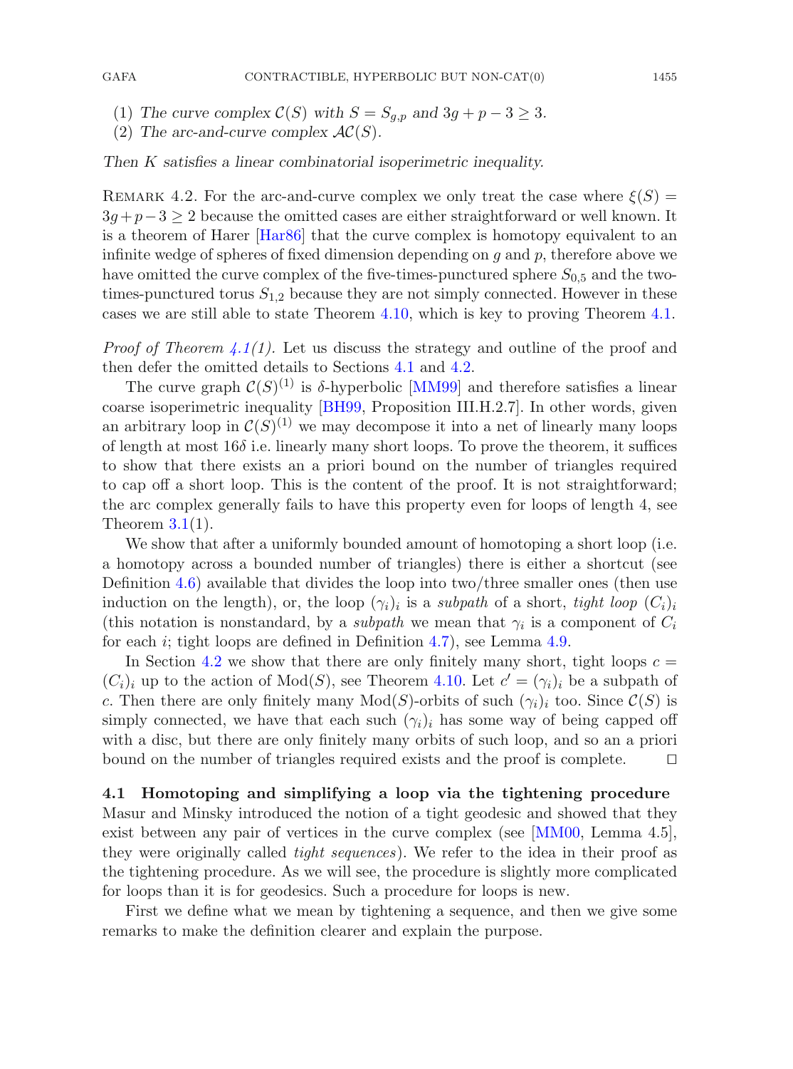(1) *The curve complex* $\mathcal{C}(S)$ *with* $S = S_{g,p}$ *and* $3g + p - 3 \geq 3$.
(2) *The arc-and-curve complex* $\mathcal{AC}(S)$.

*Then* $K$ *satisfies a linear combinatorial isoperimetric inequality.*

Remark 4.2. For the arc-and-curve complex we only treat the case where $\xi(S) = 3g+p-3 \geq 2$ because the omitted cases are either straightforward or well known. It is a theorem of Harer [Har86] that the curve complex is homotopy equivalent to an infinite wedge of spheres of fixed dimension depending on $g$ and $p$, therefore above we have omitted the curve complex of the five-times-punctured sphere $S_{0,5}$ and the two-times-punctured torus $S_{1,2}$ because they are not simply connected. However in these cases we are still able to state Theorem 4.10, which is key to proving Theorem 4.1.

*Proof of Theorem 4.1(1).* Let us discuss the strategy and outline of the proof and then defer the omitted details to Sections 4.1 and 4.2.

The curve graph $\mathcal{C}(S)^{(1)}$ is $\delta$-hyperbolic [MM99] and therefore satisfies a linear coarse isoperimetric inequality [BH99, Proposition III.H.2.7]. In other words, given an arbitrary loop in $\mathcal{C}(S)^{(1)}$ we may decompose it into a net of linearly many loops of length at most $16\delta$ i.e. linearly many short loops. To prove the theorem, it suffices to show that there exists an a priori bound on the number of triangles required to cap off a short loop. This is the content of the proof. It is not straightforward; the arc complex generally fails to have this property even for loops of length 4, see Theorem 3.1(1).

We show that after a uniformly bounded amount of homotoping a short loop (i.e. a homotopy across a bounded number of triangles) there is either a shortcut (see Definition 4.6) available that divides the loop into two/three smaller ones (then use induction on the length), or, the loop $(\gamma_i)_i$ is a *subpath* of a short, *tight loop* $(C_i)_i$ (this notation is nonstandard, by a *subpath* we mean that $\gamma_i$ is a component of $C_i$ for each $i$; tight loops are defined in Definition 4.7), see Lemma 4.9.

In Section 4.2 we show that there are only finitely many short, tight loops $c = (C_i)_i$ up to the action of $\mathrm{Mod}(S)$, see Theorem 4.10. Let $c' = (\gamma_i)_i$ be a subpath of $c$. Then there are only finitely many $\mathrm{Mod}(S)$-orbits of such $(\gamma_i)_i$ too. Since $\mathcal{C}(S)$ is simply connected, we have that each such $(\gamma_i)_i$ has some way of being capped off with a disc, but there are only finitely many orbits of such loop, and so an a priori bound on the number of triangles required exists and the proof is complete. $\square$

### 4.1 Homotoping and simplifying a loop via the tightening procedure

Masur and Minsky introduced the notion of a tight geodesic and showed that they exist between any pair of vertices in the curve complex (see [MM00, Lemma 4.5], they were originally called *tight sequences*). We refer to the idea in their proof as the tightening procedure. As we will see, the procedure is slightly more complicated for loops than it is for geodesics. Such a procedure for loops is new.

First we define what we mean by tightening a sequence, and then we give some remarks to make the definition clearer and explain the purpose.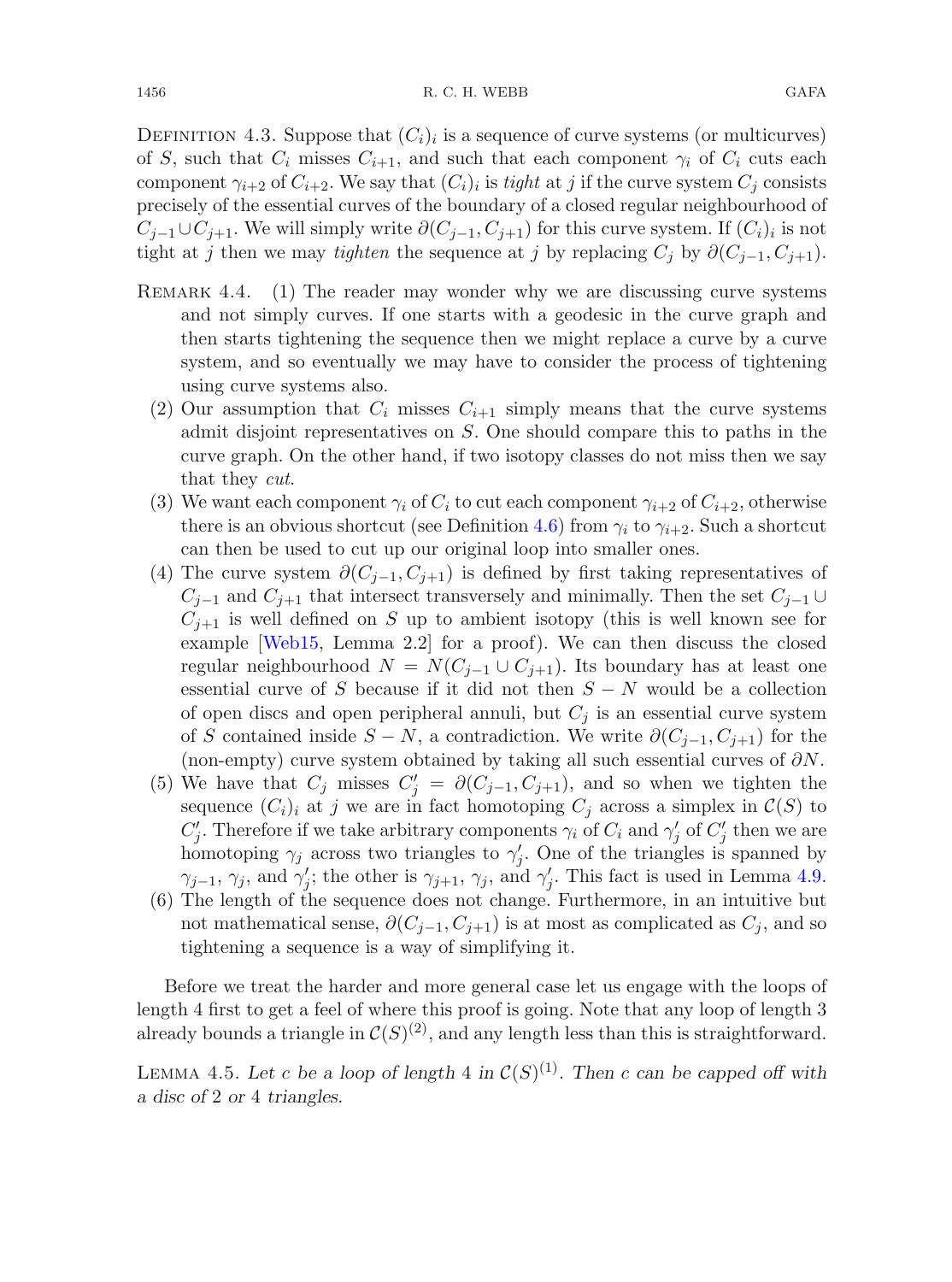Definition 4.3. Suppose that $(C_i)_i$ is a sequence of curve systems (or multicurves) of $S$, such that $C_i$ misses $C_{i+1}$, and such that each component $\gamma_i$ of $C_i$ cuts each component $\gamma_{i+2}$ of $C_{i+2}$. We say that $(C_i)_i$ is *tight* at $j$ if the curve system $C_j$ consists precisely of the essential curves of the boundary of a closed regular neighbourhood of $C_{j-1} \cup C_{j+1}$. We will simply write $\partial(C_{j-1}, C_{j+1})$ for this curve system. If $(C_i)_i$ is not tight at $j$ then we may *tighten* the sequence at $j$ by replacing $C_j$ by $\partial(C_{j-1}, C_{j+1})$.

Remark 4.4.

1. The reader may wonder why we are discussing curve systems and not simply curves. If one starts with a geodesic in the curve graph and then starts tightening the sequence then we might replace a curve by a curve system, and so eventually we may have to consider the process of tightening using curve systems also.
2. Our assumption that $C_i$ misses $C_{i+1}$ simply means that the curve systems admit disjoint representatives on $S$. One should compare this to paths in the curve graph. On the other hand, if two isotopy classes do not miss then we say that they *cut*.
3. We want each component $\gamma_i$ of $C_i$ to cut each component $\gamma_{i+2}$ of $C_{i+2}$, otherwise there is an obvious shortcut (see Definition 4.6) from $\gamma_i$ to $\gamma_{i+2}$. Such a shortcut can then be used to cut up our original loop into smaller ones.
4. The curve system $\partial(C_{j-1}, C_{j+1})$ is defined by first taking representatives of $C_{j-1}$ and $C_{j+1}$ that intersect transversely and minimally. Then the set $C_{j-1} \cup C_{j+1}$ is well defined on $S$ up to ambient isotopy (this is well known see for example [Web15, Lemma 2.2] for a proof). We can then discuss the closed regular neighbourhood $N = N(C_{j-1} \cup C_{j+1})$. Its boundary has at least one essential curve of $S$ because if it did not then $S - N$ would be a collection of open discs and open peripheral annuli, but $C_j$ is an essential curve system of $S$ contained inside $S - N$, a contradiction. We write $\partial(C_{j-1}, C_{j+1})$ for the (non-empty) curve system obtained by taking all such essential curves of $\partial N$.
5. We have that $C_j$ misses $C'_j = \partial(C_{j-1}, C_{j+1})$, and so when we tighten the sequence $(C_i)_i$ at $j$ we are in fact homotoping $C_j$ across a simplex in $\mathcal{C}(S)$ to $C'_j$. Therefore if we take arbitrary components $\gamma_i$ of $C_i$ and $\gamma'_j$ of $C'_j$ then we are homotoping $\gamma_j$ across two triangles to $\gamma'_j$. One of the triangles is spanned by $\gamma_{j-1}$, $\gamma_j$, and $\gamma'_j$; the other is $\gamma_{j+1}$, $\gamma_j$, and $\gamma'_j$. This fact is used in Lemma 4.9.
6. The length of the sequence does not change. Furthermore, in an intuitive but not mathematical sense, $\partial(C_{j-1}, C_{j+1})$ is at most as complicated as $C_j$, and so tightening a sequence is a way of simplifying it.

Before we treat the harder and more general case let us engage with the loops of length 4 first to get a feel of where this proof is going. Note that any loop of length 3 already bounds a triangle in $\mathcal{C}(S)^{(2)}$, and any length less than this is straightforward.

Lemma 4.5. *Let $c$ be a loop of length 4 in $\mathcal{C}(S)^{(1)}$. Then $c$ can be capped off with a disc of 2 or 4 triangles.*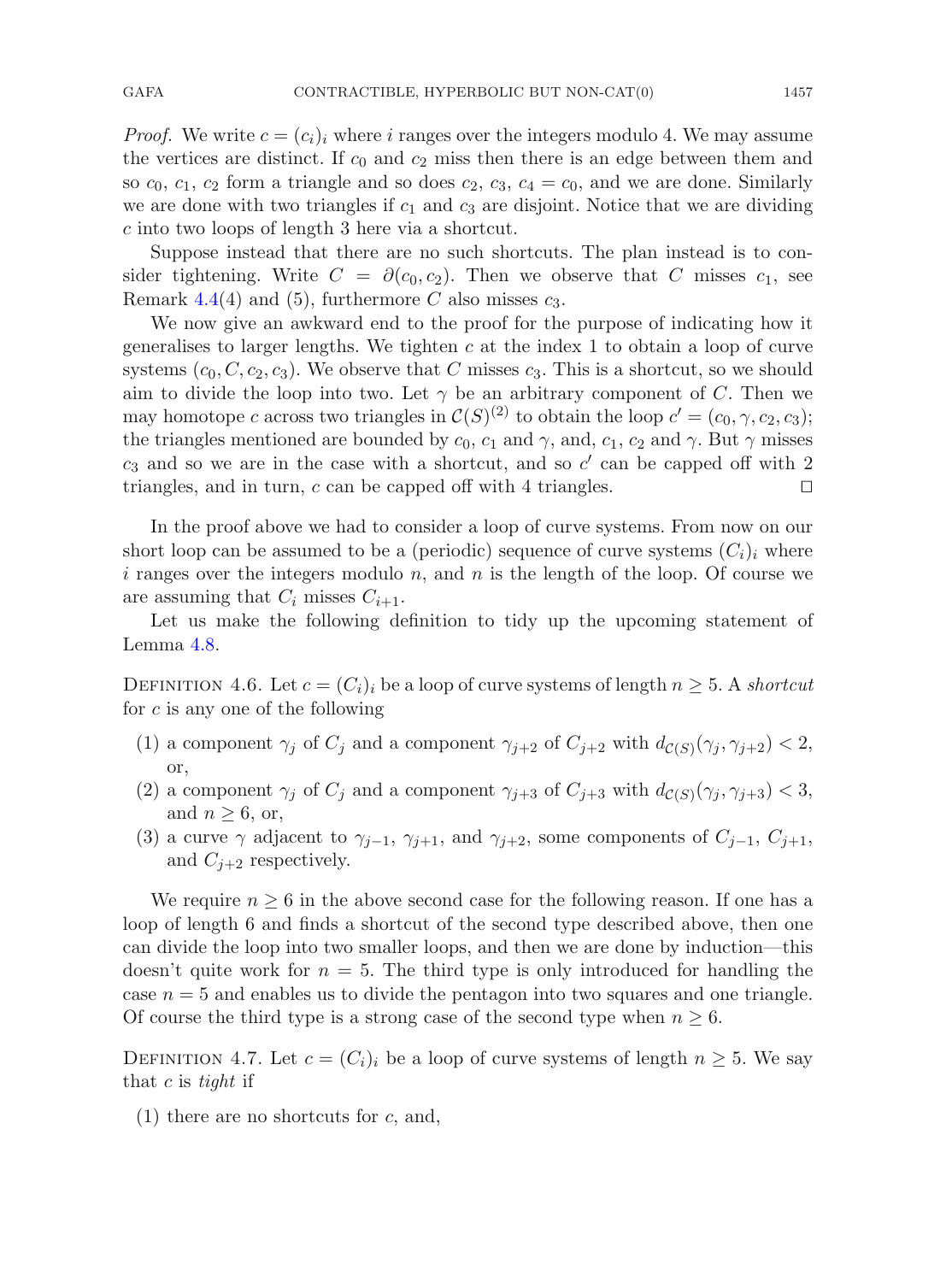*Proof.* We write $c = (c_i)_i$ where $i$ ranges over the integers modulo 4. We may assume the vertices are distinct. If $c_0$ and $c_2$ miss then there is an edge between them and so $c_0$, $c_1$, $c_2$ form a triangle and so does $c_2$, $c_3$, $c_4 = c_0$, and we are done. Similarly we are done with two triangles if $c_1$ and $c_3$ are disjoint. Notice that we are dividing $c$ into two loops of length 3 here via a shortcut.

Suppose instead that there are no such shortcuts. The plan instead is to consider tightening. Write $C = \partial(c_0, c_2)$. Then we observe that $C$ misses $c_1$, see Remark 4.4(4) and (5), furthermore $C$ also misses $c_3$.

We now give an awkward end to the proof for the purpose of indicating how it generalises to larger lengths. We tighten $c$ at the index 1 to obtain a loop of curve systems $(c_0, C, c_2, c_3)$. We observe that $C$ misses $c_3$. This is a shortcut, so we should aim to divide the loop into two. Let $\gamma$ be an arbitrary component of $C$. Then we may homotope $c$ across two triangles in $\mathcal{C}(S)^{(2)}$ to obtain the loop $c' = (c_0, \gamma, c_2, c_3)$; the triangles mentioned are bounded by $c_0$, $c_1$ and $\gamma$, and, $c_1$, $c_2$ and $\gamma$. But $\gamma$ misses $c_3$ and so we are in the case with a shortcut, and so $c'$ can be capped off with 2 triangles, and in turn, $c$ can be capped off with 4 triangles. ◻

In the proof above we had to consider a loop of curve systems. From now on our short loop can be assumed to be a (periodic) sequence of curve systems $(C_i)_i$ where $i$ ranges over the integers modulo $n$, and $n$ is the length of the loop. Of course we are assuming that $C_i$ misses $C_{i+1}$.

Let us make the following definition to tidy up the upcoming statement of Lemma 4.8.

Definition 4.6. Let $c = (C_i)_i$ be a loop of curve systems of length $n \geq 5$. A *shortcut* for $c$ is any one of the following

1. a component $\gamma_j$ of $C_j$ and a component $\gamma_{j+2}$ of $C_{j+2}$ with $d_{\mathcal{C}(S)}(\gamma_j, \gamma_{j+2}) < 2$, or,
2. a component $\gamma_j$ of $C_j$ and a component $\gamma_{j+3}$ of $C_{j+3}$ with $d_{\mathcal{C}(S)}(\gamma_j, \gamma_{j+3}) < 3$, and $n \geq 6$, or,
3. a curve $\gamma$ adjacent to $\gamma_{j-1}$, $\gamma_{j+1}$, and $\gamma_{j+2}$, some components of $C_{j-1}$, $C_{j+1}$, and $C_{j+2}$ respectively.

We require $n \geq 6$ in the above second case for the following reason. If one has a loop of length 6 and finds a shortcut of the second type described above, then one can divide the loop into two smaller loops, and then we are done by induction—this doesn't quite work for $n = 5$. The third type is only introduced for handling the case $n = 5$ and enables us to divide the pentagon into two squares and one triangle. Of course the third type is a strong case of the second type when $n \geq 6$.

Definition 4.7. Let $c = (C_i)_i$ be a loop of curve systems of length $n \geq 5$. We say that $c$ is *tight* if

1. there are no shortcuts for $c$, and,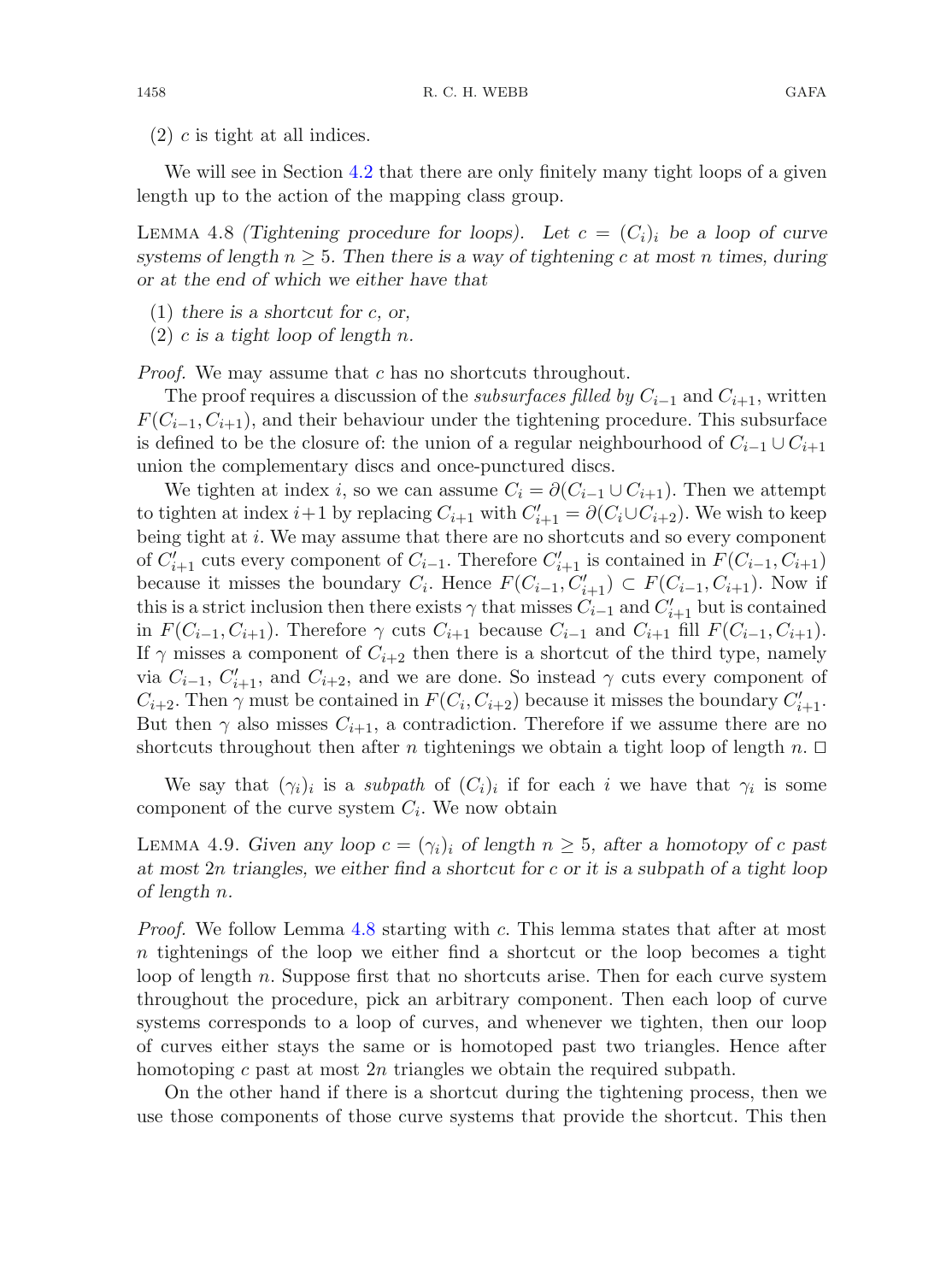(2) $c$ is tight at all indices.

We will see in Section 4.2 that there are only finitely many tight loops of a given length up to the action of the mapping class group.

Lemma 4.8 *(Tightening procedure for loops). Let $c = (C_i)_i$ be a loop of curve systems of length $n \geq 5$. Then there is a way of tightening $c$ at most $n$ times, during or at the end of which we either have that*

(1) *there is a shortcut for $c$, or,*
(2) *$c$ is a tight loop of length $n$.*

*Proof.* We may assume that $c$ has no shortcuts throughout.

The proof requires a discussion of the *subsurfaces filled by* $C_{i-1}$ and $C_{i+1}$, written $F(C_{i-1}, C_{i+1})$, and their behaviour under the tightening procedure. This subsurface is defined to be the closure of: the union of a regular neighbourhood of $C_{i-1} \cup C_{i+1}$ union the complementary discs and once-punctured discs.

We tighten at index $i$, so we can assume $C_i = \partial(C_{i-1} \cup C_{i+1})$. Then we attempt to tighten at index $i+1$ by replacing $C_{i+1}$ with $C'_{i+1} = \partial(C_i \cup C_{i+2})$. We wish to keep being tight at $i$. We may assume that there are no shortcuts and so every component of $C'_{i+1}$ cuts every component of $C_{i-1}$. Therefore $C'_{i+1}$ is contained in $F(C_{i-1}, C_{i+1})$ because it misses the boundary $C_i$. Hence $F(C_{i-1}, C'_{i+1}) \subset F(C_{i-1}, C_{i+1})$. Now if this is a strict inclusion then there exists $\gamma$ that misses $C_{i-1}$ and $C'_{i+1}$ but is contained in $F(C_{i-1}, C_{i+1})$. Therefore $\gamma$ cuts $C_{i+1}$ because $C_{i-1}$ and $C_{i+1}$ fill $F(C_{i-1}, C_{i+1})$. If $\gamma$ misses a component of $C_{i+2}$ then there is a shortcut of the third type, namely via $C_{i-1}$, $C'_{i+1}$, and $C_{i+2}$, and we are done. So instead $\gamma$ cuts every component of $C_{i+2}$. Then $\gamma$ must be contained in $F(C_i, C_{i+2})$ because it misses the boundary $C'_{i+1}$. But then $\gamma$ also misses $C_{i+1}$, a contradiction. Therefore if we assume there are no shortcuts throughout then after $n$ tightenings we obtain a tight loop of length $n$. $\square$

We say that $(\gamma_i)_i$ is a *subpath* of $(C_i)_i$ if for each $i$ we have that $\gamma_i$ is some component of the curve system $C_i$. We now obtain

Lemma 4.9. *Given any loop $c = (\gamma_i)_i$ of length $n \geq 5$, after a homotopy of $c$ past at most $2n$ triangles, we either find a shortcut for $c$ or it is a subpath of a tight loop of length $n$.*

*Proof.* We follow Lemma 4.8 starting with $c$. This lemma states that after at most $n$ tightenings of the loop we either find a shortcut or the loop becomes a tight loop of length $n$. Suppose first that no shortcuts arise. Then for each curve system throughout the procedure, pick an arbitrary component. Then each loop of curve systems corresponds to a loop of curves, and whenever we tighten, then our loop of curves either stays the same or is homotoped past two triangles. Hence after homotoping $c$ past at most $2n$ triangles we obtain the required subpath.

On the other hand if there is a shortcut during the tightening process, then we use those components of those curve systems that provide the shortcut. This then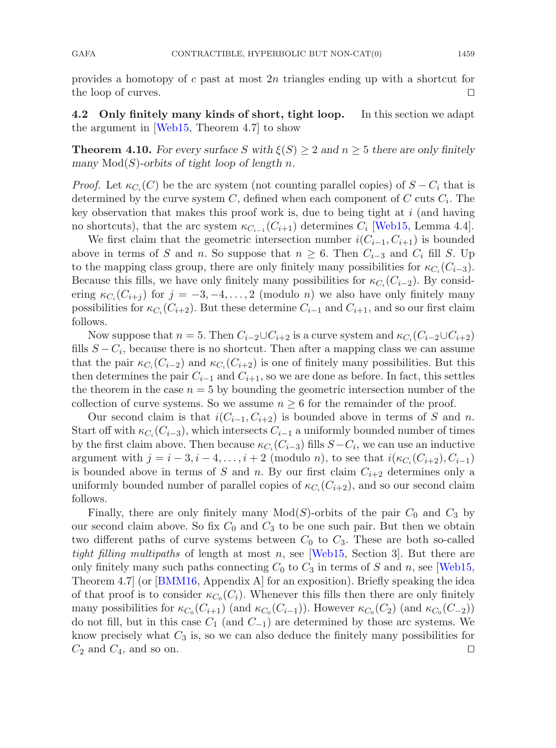provides a homotopy of $c$ past at most $2n$ triangles ending up with a shortcut for the loop of curves. $\square$

### 4.2 Only finitely many kinds of short, tight loop.

In this section we adapt the argument in [Web15, Theorem 4.7] to show

**Theorem 4.10.** *For every surface $S$ with $\xi(S) \geq 2$ and $n \geq 5$ there are only finitely many $\mathrm{Mod}(S)$-orbits of tight loop of length $n$.*

*Proof.* Let $\kappa_{C_i}(C)$ be the arc system (not counting parallel copies) of $S - C_i$ that is determined by the curve system $C$, defined when each component of $C$ cuts $C_i$. The key observation that makes this proof work is, due to being tight at $i$ (and having no shortcuts), that the arc system $\kappa_{C_{i-1}}(C_{i+1})$ determines $C_i$ [Web15, Lemma 4.4].

We first claim that the geometric intersection number $i(C_{i-1}, C_{i+1})$ is bounded above in terms of $S$ and $n$. So suppose that $n \geq 6$. Then $C_{i-3}$ and $C_i$ fill $S$. Up to the mapping class group, there are only finitely many possibilities for $\kappa_{C_i}(C_{i-3})$. Because this fills, we have only finitely many possibilities for $\kappa_{C_i}(C_{i-2})$. By considering $\kappa_{C_i}(C_{i+j})$ for $j = -3, -4, \ldots, 2$ (modulo $n$) we also have only finitely many possibilities for $\kappa_{C_i}(C_{i+2})$. But these determine $C_{i-1}$ and $C_{i+1}$, and so our first claim follows.

Now suppose that $n = 5$. Then $C_{i-2} \cup C_{i+2}$ is a curve system and $\kappa_{C_i}(C_{i-2} \cup C_{i+2})$ fills $S - C_i$, because there is no shortcut. Then after a mapping class we can assume that the pair $\kappa_{C_i}(C_{i-2})$ and $\kappa_{C_i}(C_{i+2})$ is one of finitely many possibilities. But this then determines the pair $C_{i-1}$ and $C_{i+1}$, so we are done as before. In fact, this settles the theorem in the case $n = 5$ by bounding the geometric intersection number of the collection of curve systems. So we assume $n \geq 6$ for the remainder of the proof.

Our second claim is that $i(C_{i-1}, C_{i+2})$ is bounded above in terms of $S$ and $n$. Start off with $\kappa_{C_i}(C_{i-3})$, which intersects $C_{i-1}$ a uniformly bounded number of times by the first claim above. Then because $\kappa_{C_i}(C_{i-3})$ fills $S - C_i$, we can use an inductive argument with $j = i-3, i-4, \ldots, i+2$ (modulo $n$), to see that $i(\kappa_{C_i}(C_{i+2}), C_{i-1})$ is bounded above in terms of $S$ and $n$. By our first claim $C_{i+2}$ determines only a uniformly bounded number of parallel copies of $\kappa_{C_i}(C_{i+2})$, and so our second claim follows.

Finally, there are only finitely many $\mathrm{Mod}(S)$-orbits of the pair $C_0$ and $C_3$ by our second claim above. So fix $C_0$ and $C_3$ to be one such pair. But then we obtain two different paths of curve systems between $C_0$ to $C_3$. These are both so-called *tight filling multipaths* of length at most $n$, see [Web15, Section 3]. But there are only finitely many such paths connecting $C_0$ to $C_3$ in terms of $S$ and $n$, see [Web15, Theorem 4.7] (or [BMM16, Appendix A] for an exposition). Briefly speaking the idea of that proof is to consider $\kappa_{C_0}(C_i)$. Whenever this fills then there are only finitely many possibilities for $\kappa_{C_0}(C_{i+1})$ (and $\kappa_{C_0}(C_{i-1})$). However $\kappa_{C_0}(C_2)$ (and $\kappa_{C_0}(C_{-2})$) do not fill, but in this case $C_1$ (and $C_{-1}$) are determined by those arc systems. We know precisely what $C_3$ is, so we can also deduce the finitely many possibilities for $C_2$ and $C_4$, and so on. $\square$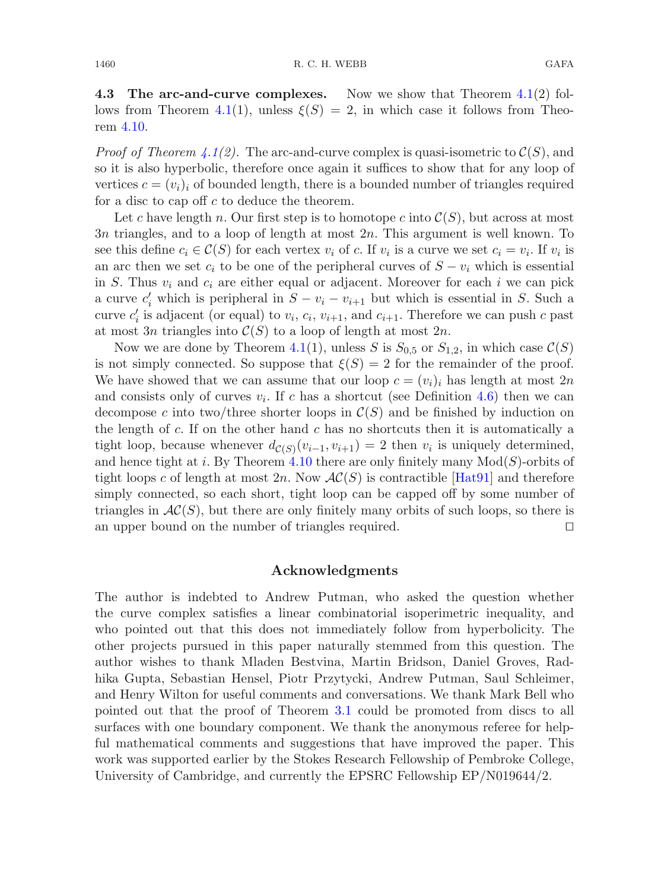### 4.3 The arc-and-curve complexes.

Now we show that Theorem 4.1(2) follows from Theorem 4.1(1), unless $\xi(S) = 2$, in which case it follows from Theorem 4.10.

*Proof of Theorem 4.1(2).* The arc-and-curve complex is quasi-isometric to $\mathcal{C}(S)$, and so it is also hyperbolic, therefore once again it suffices to show that for any loop of vertices $c = (v_i)_i$ of bounded length, there is a bounded number of triangles required for a disc to cap off $c$ to deduce the theorem.

Let $c$ have length $n$. Our first step is to homotope $c$ into $\mathcal{C}(S)$, but across at most $3n$ triangles, and to a loop of length at most $2n$. This argument is well known. To see this define $c_i \in \mathcal{C}(S)$ for each vertex $v_i$ of $c$. If $v_i$ is a curve we set $c_i = v_i$. If $v_i$ is an arc then we set $c_i$ to be one of the peripheral curves of $S - v_i$ which is essential in $S$. Thus $v_i$ and $c_i$ are either equal or adjacent. Moreover for each $i$ we can pick a curve $c'_i$ which is peripheral in $S - v_i - v_{i+1}$ but which is essential in $S$. Such a curve $c'_i$ is adjacent (or equal) to $v_i$, $c_i$, $v_{i+1}$, and $c_{i+1}$. Therefore we can push $c$ past at most $3n$ triangles into $\mathcal{C}(S)$ to a loop of length at most $2n$.

Now we are done by Theorem 4.1(1), unless $S$ is $S_{0,5}$ or $S_{1,2}$, in which case $\mathcal{C}(S)$ is not simply connected. So suppose that $\xi(S) = 2$ for the remainder of the proof. We have showed that we can assume that our loop $c = (v_i)_i$ has length at most $2n$ and consists only of curves $v_i$. If $c$ has a shortcut (see Definition 4.6) then we can decompose $c$ into two/three shorter loops in $\mathcal{C}(S)$ and be finished by induction on the length of $c$. If on the other hand $c$ has no shortcuts then it is automatically a tight loop, because whenever $d_{\mathcal{C}(S)}(v_{i-1}, v_{i+1}) = 2$ then $v_i$ is uniquely determined, and hence tight at $i$. By Theorem 4.10 there are only finitely many $\mathrm{Mod}(S)$-orbits of tight loops $c$ of length at most $2n$. Now $\mathcal{AC}(S)$ is contractible [Hat91] and therefore simply connected, so each short, tight loop can be capped off by some number of triangles in $\mathcal{AC}(S)$, but there are only finitely many orbits of such loops, so there is an upper bound on the number of triangles required. □

## Acknowledgments

The author is indebted to Andrew Putman, who asked the question whether the curve complex satisfies a linear combinatorial isoperimetric inequality, and who pointed out that this does not immediately follow from hyperbolicity. The other projects pursued in this paper naturally stemmed from this question. The author wishes to thank Mladen Bestvina, Martin Bridson, Daniel Groves, Radhika Gupta, Sebastian Hensel, Piotr Przytycki, Andrew Putman, Saul Schleimer, and Henry Wilton for useful comments and conversations. We thank Mark Bell who pointed out that the proof of Theorem 3.1 could be promoted from discs to all surfaces with one boundary component. We thank the anonymous referee for helpful mathematical comments and suggestions that have improved the paper. This work was supported earlier by the Stokes Research Fellowship of Pembroke College, University of Cambridge, and currently the EPSRC Fellowship EP/N019644/2.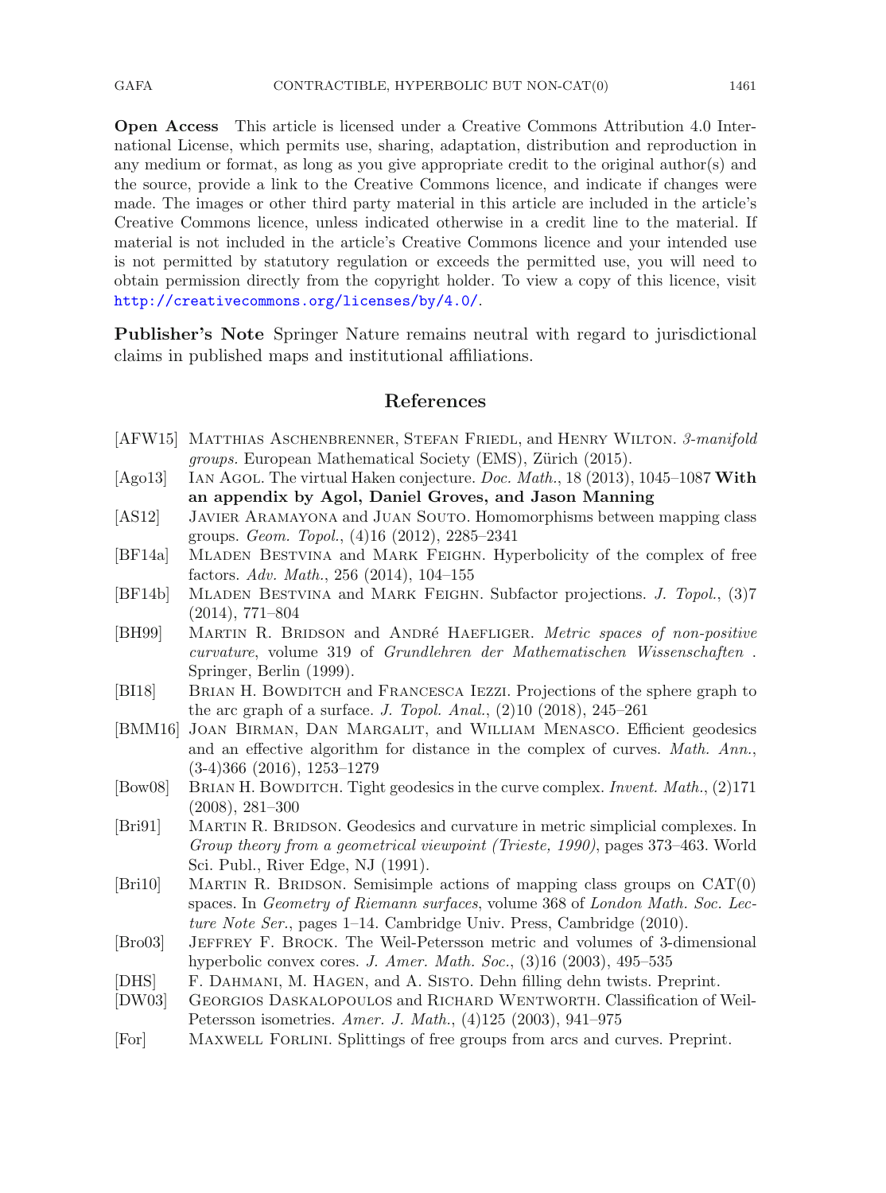**Open Access** This article is licensed under a Creative Commons Attribution 4.0 International License, which permits use, sharing, adaptation, distribution and reproduction in any medium or format, as long as you give appropriate credit to the original author(s) and the source, provide a link to the Creative Commons licence, and indicate if changes were made. The images or other third party material in this article are included in the article's Creative Commons licence, unless indicated otherwise in a credit line to the material. If material is not included in the article's Creative Commons licence and your intended use is not permitted by statutory regulation or exceeds the permitted use, you will need to obtain permission directly from the copyright holder. To view a copy of this licence, visit http://creativecommons.org/licenses/by/4.0/.

**Publisher's Note** Springer Nature remains neutral with regard to jurisdictional claims in published maps and institutional affiliations.

## References

- [AFW15] Matthias Aschenbrenner, Stefan Friedl, and Henry Wilton. *3-manifold groups.* European Mathematical Society (EMS), Zürich (2015).
- [Ago13] Ian Agol. The virtual Haken conjecture. *Doc. Math.*, 18 (2013), 1045–1087 **With an appendix by Agol, Daniel Groves, and Jason Manning**
- [AS12] Javier Aramayona and Juan Souto. Homomorphisms between mapping class groups. *Geom. Topol.*, (4)16 (2012), 2285–2341
- [BF14a] Mladen Bestvina and Mark Feighn. Hyperbolicity of the complex of free factors. *Adv. Math.*, 256 (2014), 104–155
- [BF14b] Mladen Bestvina and Mark Feighn. Subfactor projections. *J. Topol.*, (3)7 (2014), 771–804
- [BH99] Martin R. Bridson and André Haefliger. *Metric spaces of non-positive curvature*, volume 319 of *Grundlehren der Mathematischen Wissenschaften* . Springer, Berlin (1999).
- [BI18] Brian H. Bowditch and Francesca Iezzi. Projections of the sphere graph to the arc graph of a surface. *J. Topol. Anal.*, (2)10 (2018), 245–261
- [BMM16] Joan Birman, Dan Margalit, and William Menasco. Efficient geodesics and an effective algorithm for distance in the complex of curves. *Math. Ann.*, (3-4)366 (2016), 1253–1279
- [Bow08] Brian H. Bowditch. Tight geodesics in the curve complex. *Invent. Math.*, (2)171 (2008), 281–300
- [Bri91] Martin R. Bridson. Geodesics and curvature in metric simplicial complexes. In *Group theory from a geometrical viewpoint (Trieste, 1990)*, pages 373–463. World Sci. Publ., River Edge, NJ (1991).
- [Bri10] Martin R. Bridson. Semisimple actions of mapping class groups on CAT(0) spaces. In *Geometry of Riemann surfaces*, volume 368 of *London Math. Soc. Lecture Note Ser.*, pages 1–14. Cambridge Univ. Press, Cambridge (2010).
- [Bro03] Jeffrey F. Brock. The Weil-Petersson metric and volumes of 3-dimensional hyperbolic convex cores. *J. Amer. Math. Soc.*, (3)16 (2003), 495–535
- [DHS] F. Dahmani, M. Hagen, and A. Sisto. Dehn filling dehn twists. Preprint.
- [DW03] Georgios Daskalopoulos and Richard Wentworth. Classification of Weil-Petersson isometries. *Amer. J. Math.*, (4)125 (2003), 941–975
- [For] Maxwell Forlini. Splittings of free groups from arcs and curves. Preprint.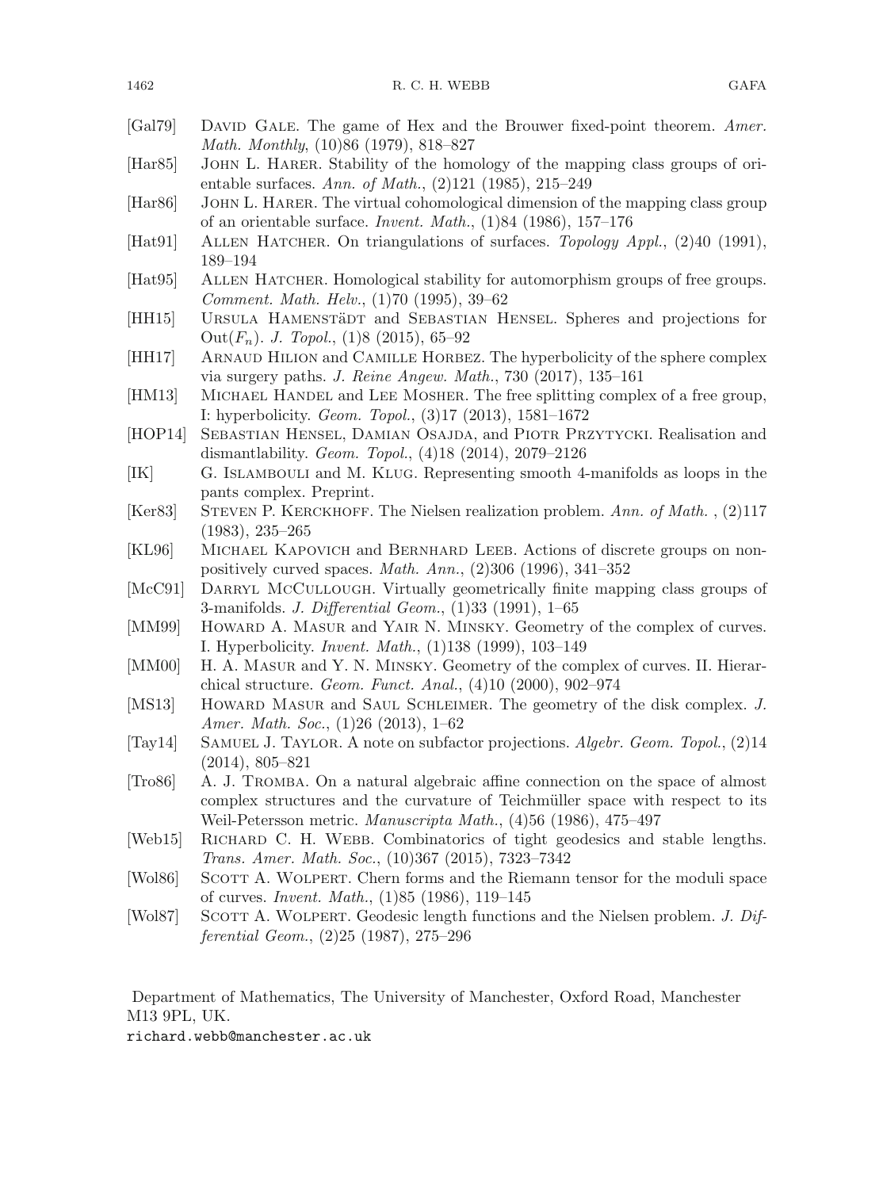[Gal79] David Gale. The game of Hex and the Brouwer fixed-point theorem. *Amer. Math. Monthly*, (10)86 (1979), 818–827

[Har85] John L. Harer. Stability of the homology of the mapping class groups of orientable surfaces. *Ann. of Math.*, (2)121 (1985), 215–249

[Har86] John L. Harer. The virtual cohomological dimension of the mapping class group of an orientable surface. *Invent. Math.*, (1)84 (1986), 157–176

[Hat91] Allen Hatcher. On triangulations of surfaces. *Topology Appl.*, (2)40 (1991), 189–194

[Hat95] Allen Hatcher. Homological stability for automorphism groups of free groups. *Comment. Math. Helv.*, (1)70 (1995), 39–62

[HH15] Ursula Hamenstädt and Sebastian Hensel. Spheres and projections for $\mathrm{Out}(F_n)$. *J. Topol.*, (1)8 (2015), 65–92

[HH17] Arnaud Hilion and Camille Horbez. The hyperbolicity of the sphere complex via surgery paths. *J. Reine Angew. Math.*, 730 (2017), 135–161

[HM13] Michael Handel and Lee Mosher. The free splitting complex of a free group, I: hyperbolicity. *Geom. Topol.*, (3)17 (2013), 1581–1672

[HOP14] Sebastian Hensel, Damian Osajda, and Piotr Przytycki. Realisation and dismantlability. *Geom. Topol.*, (4)18 (2014), 2079–2126

[IK] G. Islambouli and M. Klug. Representing smooth 4-manifolds as loops in the pants complex. Preprint.

[Ker83] Steven P. Kerckhoff. The Nielsen realization problem. *Ann. of Math.* , (2)117 (1983), 235–265

[KL96] Michael Kapovich and Bernhard Leeb. Actions of discrete groups on nonpositively curved spaces. *Math. Ann.*, (2)306 (1996), 341–352

[McC91] Darryl McCullough. Virtually geometrically finite mapping class groups of 3-manifolds. *J. Differential Geom.*, (1)33 (1991), 1–65

[MM99] Howard A. Masur and Yair N. Minsky. Geometry of the complex of curves. I. Hyperbolicity. *Invent. Math.*, (1)138 (1999), 103–149

[MM00] H. A. Masur and Y. N. Minsky. Geometry of the complex of curves. II. Hierarchical structure. *Geom. Funct. Anal.*, (4)10 (2000), 902–974

[MS13] Howard Masur and Saul Schleimer. The geometry of the disk complex. *J. Amer. Math. Soc.*, (1)26 (2013), 1–62

[Tay14] Samuel J. Taylor. A note on subfactor projections. *Algebr. Geom. Topol.*, (2)14 (2014), 805–821

[Tro86] A. J. Tromba. On a natural algebraic affine connection on the space of almost complex structures and the curvature of Teichmüller space with respect to its Weil-Petersson metric. *Manuscripta Math.*, (4)56 (1986), 475–497

[Web15] Richard C. H. Webb. Combinatorics of tight geodesics and stable lengths. *Trans. Amer. Math. Soc.*, (10)367 (2015), 7323–7342

[Wol86] Scott A. Wolpert. Chern forms and the Riemann tensor for the moduli space of curves. *Invent. Math.*, (1)85 (1986), 119–145

[Wol87] Scott A. Wolpert. Geodesic length functions and the Nielsen problem. *J. Differential Geom.*, (2)25 (1987), 275–296

Department of Mathematics, The University of Manchester, Oxford Road, Manchester M13 9PL, UK.

richard.webb@manchester.ac.uk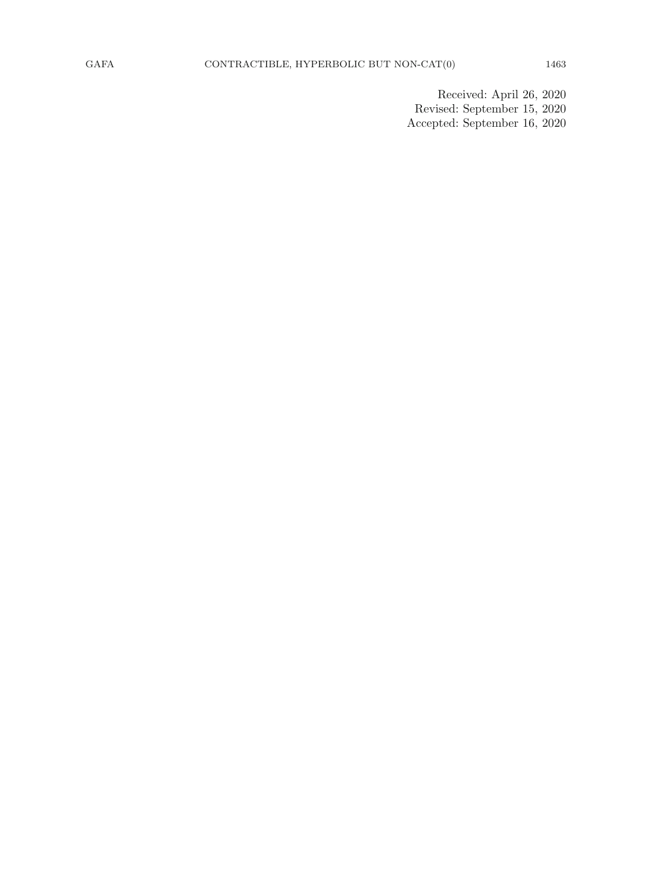Received: April 26, 2020
Revised: September 15, 2020
Accepted: September 16, 2020